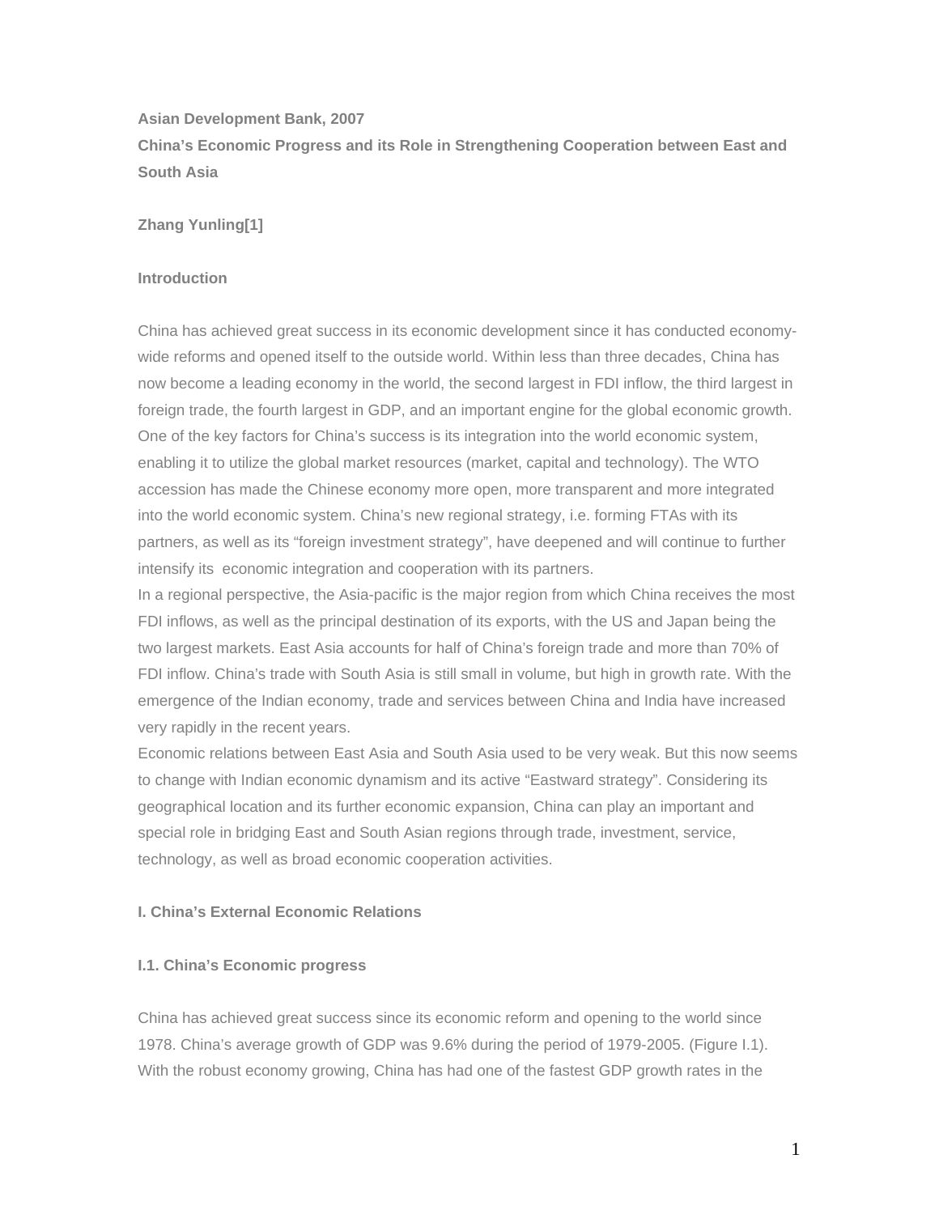**Asian Development Bank, 2007**

# China's Economic Progress and its Role in Strengthening Cooperation between East and South Asia

**Zhang Yunling[1]**

## Introduction

China has achieved great success in its economic development since it has conducted economy-wide reforms and opened itself to the outside world. Within less than three decades, China has now become a leading economy in the world, the second largest in FDI inflow, the third largest in foreign trade, the fourth largest in GDP, and an important engine for the global economic growth. One of the key factors for China's success is its integration into the world economic system, enabling it to utilize the global market resources (market, capital and technology). The WTO accession has made the Chinese economy more open, more transparent and more integrated into the world economic system. China's new regional strategy, i.e. forming FTAs with its partners, as well as its "foreign investment strategy", have deepened and will continue to further intensify its economic integration and cooperation with its partners.

In a regional perspective, the Asia-pacific is the major region from which China receives the most FDI inflows, as well as the principal destination of its exports, with the US and Japan being the two largest markets. East Asia accounts for half of China's foreign trade and more than 70% of FDI inflow. China's trade with South Asia is still small in volume, but high in growth rate. With the emergence of the Indian economy, trade and services between China and India have increased very rapidly in the recent years.

Economic relations between East Asia and South Asia used to be very weak. But this now seems to change with Indian economic dynamism and its active "Eastward strategy". Considering its geographical location and its further economic expansion, China can play an important and special role in bridging East and South Asian regions through trade, investment, service, technology, as well as broad economic cooperation activities.

## I. China's External Economic Relations

### I.1. China's Economic progress

China has achieved great success since its economic reform and opening to the world since 1978. China's average growth of GDP was 9.6% during the period of 1979-2005. (Figure I.1). With the robust economy growing, China has had one of the fastest GDP growth rates in the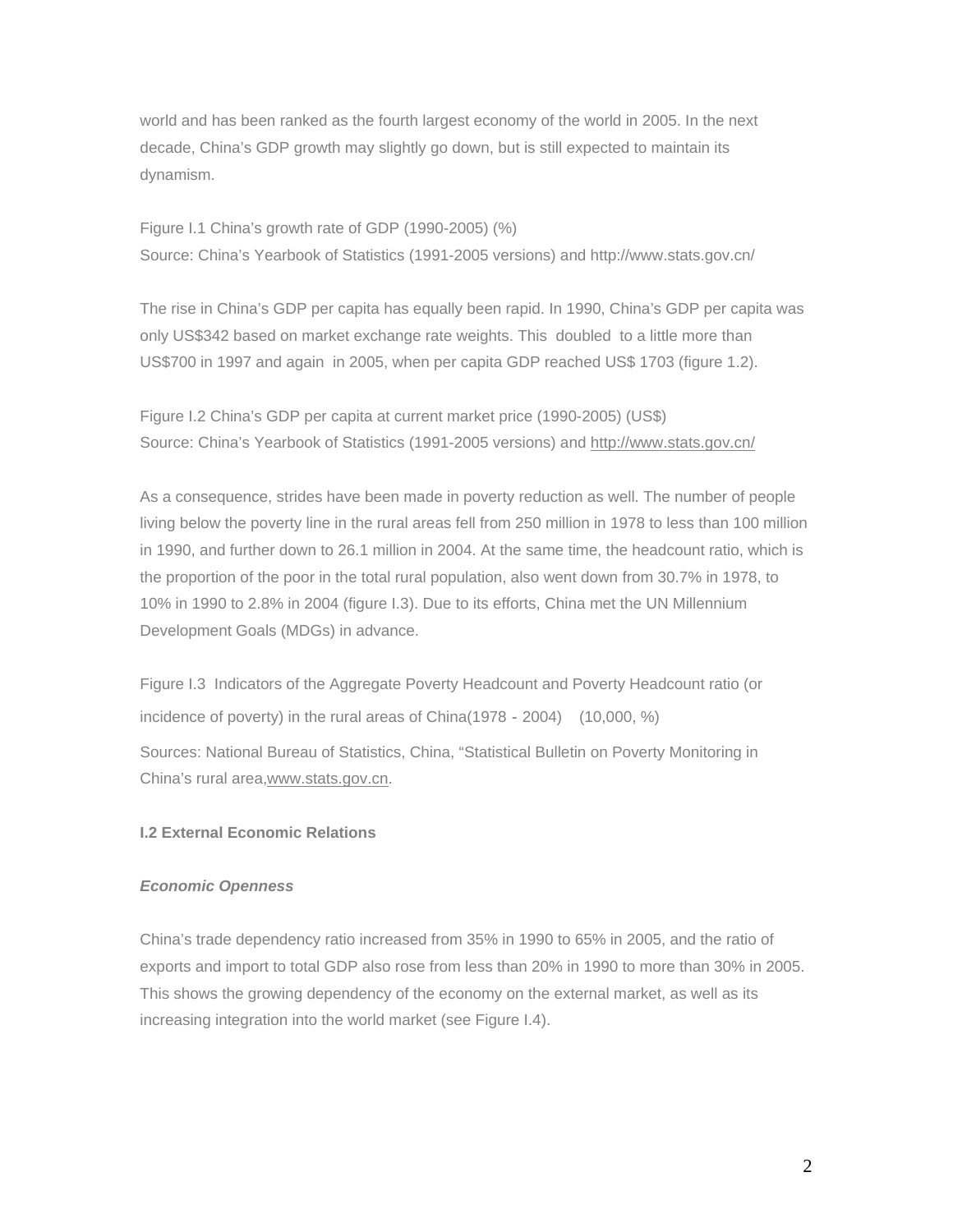world and has been ranked as the fourth largest economy of the world in 2005. In the next decade, China's GDP growth may slightly go down, but is still expected to maintain its dynamism.

Figure I.1 China's growth rate of GDP (1990-2005) (%)
Source: China's Yearbook of Statistics (1991-2005 versions) and http://www.stats.gov.cn/

The rise in China's GDP per capita has equally been rapid. In 1990, China's GDP per capita was only US$342 based on market exchange rate weights. This doubled to a little more than US$700 in 1997 and again in 2005, when per capita GDP reached US$ 1703 (figure 1.2).

Figure I.2 China's GDP per capita at current market price (1990-2005) (US$)
Source: China's Yearbook of Statistics (1991-2005 versions) and http://www.stats.gov.cn/

As a consequence, strides have been made in poverty reduction as well. The number of people living below the poverty line in the rural areas fell from 250 million in 1978 to less than 100 million in 1990, and further down to 26.1 million in 2004. At the same time, the headcount ratio, which is the proportion of the poor in the total rural population, also went down from 30.7% in 1978, to 10% in 1990 to 2.8% in 2004 (figure I.3). Due to its efforts, China met the UN Millennium Development Goals (MDGs) in advance.

Figure I.3 Indicators of the Aggregate Poverty Headcount and Poverty Headcount ratio (or incidence of poverty) in the rural areas of China(1978 - 2004) (10,000, %)

Sources: National Bureau of Statistics, China, "Statistical Bulletin on Poverty Monitoring in China's rural area,www.stats.gov.cn.

**I.2 External Economic Relations**

***Economic Openness***

China's trade dependency ratio increased from 35% in 1990 to 65% in 2005, and the ratio of exports and import to total GDP also rose from less than 20% in 1990 to more than 30% in 2005. This shows the growing dependency of the economy on the external market, as well as its increasing integration into the world market (see Figure I.4).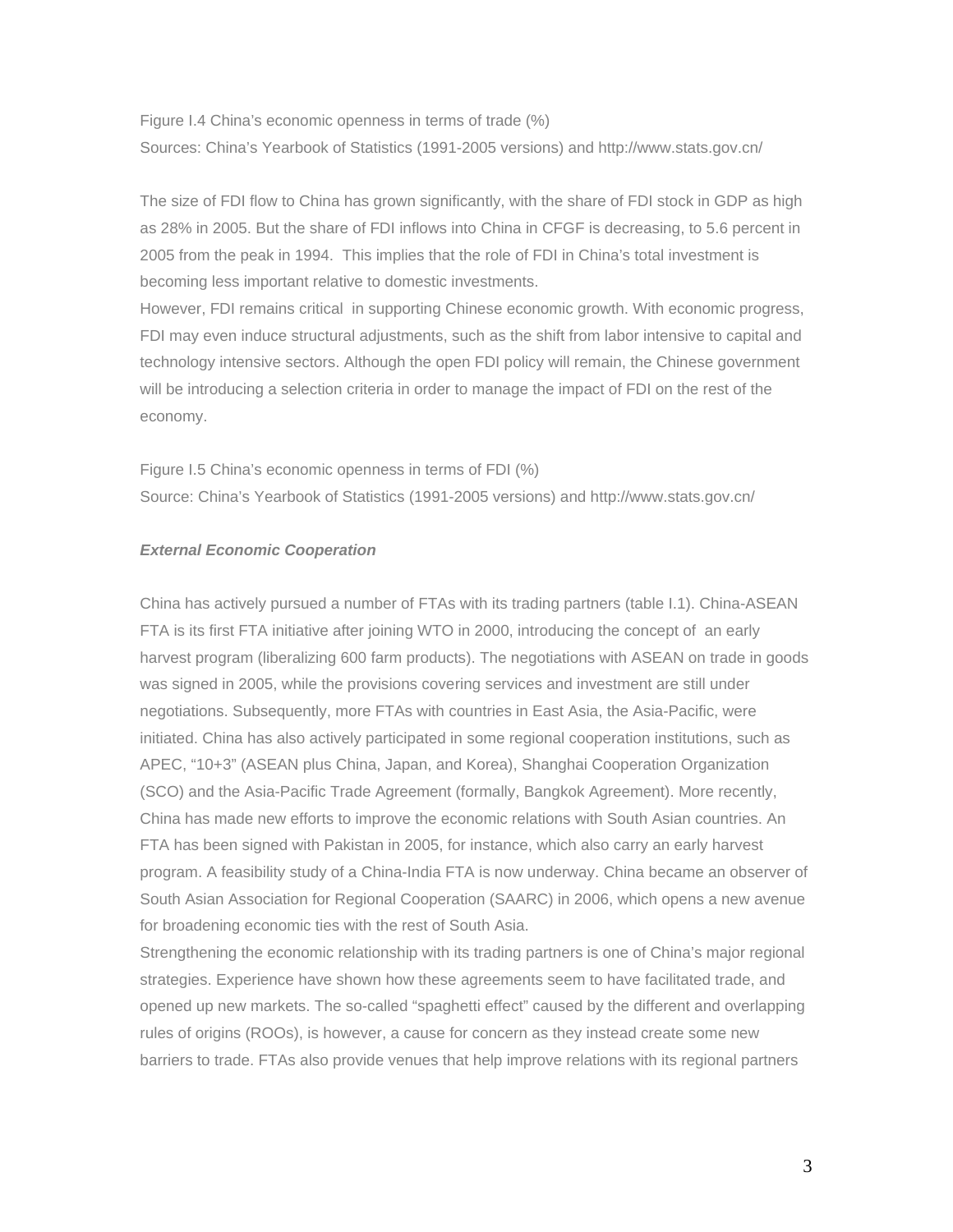Figure I.4 China's economic openness in terms of trade (%)

Sources: China's Yearbook of Statistics (1991-2005 versions) and http://www.stats.gov.cn/

The size of FDI flow to China has grown significantly, with the share of FDI stock in GDP as high as 28% in 2005. But the share of FDI inflows into China in CFGF is decreasing, to 5.6 percent in 2005 from the peak in 1994. This implies that the role of FDI in China's total investment is becoming less important relative to domestic investments.

However, FDI remains critical in supporting Chinese economic growth. With economic progress, FDI may even induce structural adjustments, such as the shift from labor intensive to capital and technology intensive sectors. Although the open FDI policy will remain, the Chinese government will be introducing a selection criteria in order to manage the impact of FDI on the rest of the economy.

Figure I.5 China's economic openness in terms of FDI (%)

Source: China's Yearbook of Statistics (1991-2005 versions) and http://www.stats.gov.cn/

***External Economic Cooperation***

China has actively pursued a number of FTAs with its trading partners (table I.1). China-ASEAN FTA is its first FTA initiative after joining WTO in 2000, introducing the concept of an early harvest program (liberalizing 600 farm products). The negotiations with ASEAN on trade in goods was signed in 2005, while the provisions covering services and investment are still under negotiations. Subsequently, more FTAs with countries in East Asia, the Asia-Pacific, were initiated. China has also actively participated in some regional cooperation institutions, such as APEC, "10+3" (ASEAN plus China, Japan, and Korea), Shanghai Cooperation Organization (SCO) and the Asia-Pacific Trade Agreement (formally, Bangkok Agreement). More recently, China has made new efforts to improve the economic relations with South Asian countries. An FTA has been signed with Pakistan in 2005, for instance, which also carry an early harvest program. A feasibility study of a China-India FTA is now underway. China became an observer of South Asian Association for Regional Cooperation (SAARC) in 2006, which opens a new avenue for broadening economic ties with the rest of South Asia.

Strengthening the economic relationship with its trading partners is one of China's major regional strategies. Experience have shown how these agreements seem to have facilitated trade, and opened up new markets. The so-called "spaghetti effect" caused by the different and overlapping rules of origins (ROOs), is however, a cause for concern as they instead create some new barriers to trade. FTAs also provide venues that help improve relations with its regional partners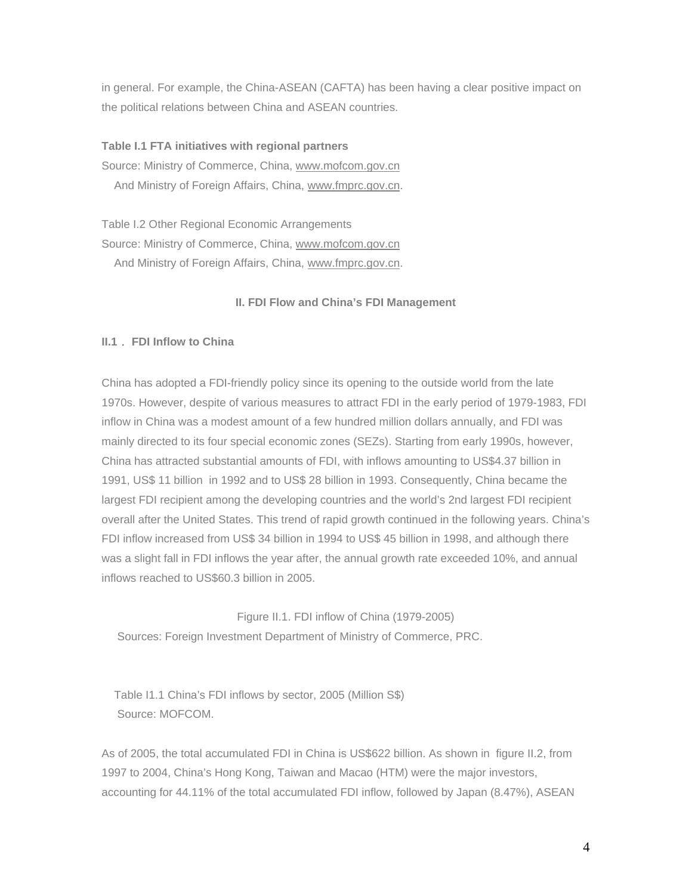in general. For example, the China-ASEAN (CAFTA) has been having a clear positive impact on the political relations between China and ASEAN countries.

**Table I.1 FTA initiatives with regional partners**

Source: Ministry of Commerce, China, www.mofcom.gov.cn

And Ministry of Foreign Affairs, China, www.fmprc.gov.cn.

Table I.2 Other Regional Economic Arrangements

Source: Ministry of Commerce, China, www.mofcom.gov.cn

And Ministry of Foreign Affairs, China, www.fmprc.gov.cn.

## II. FDI Flow and China's FDI Management

### II.1． FDI Inflow to China

China has adopted a FDI-friendly policy since its opening to the outside world from the late 1970s. However, despite of various measures to attract FDI in the early period of 1979-1983, FDI inflow in China was a modest amount of a few hundred million dollars annually, and FDI was mainly directed to its four special economic zones (SEZs). Starting from early 1990s, however, China has attracted substantial amounts of FDI, with inflows amounting to US$4.37 billion in 1991, US$ 11 billion in 1992 and to US$ 28 billion in 1993. Consequently, China became the largest FDI recipient among the developing countries and the world's 2nd largest FDI recipient overall after the United States. This trend of rapid growth continued in the following years. China's FDI inflow increased from US$ 34 billion in 1994 to US$ 45 billion in 1998, and although there was a slight fall in FDI inflows the year after, the annual growth rate exceeded 10%, and annual inflows reached to US$60.3 billion in 2005.

Figure II.1. FDI inflow of China (1979-2005)

Sources: Foreign Investment Department of Ministry of Commerce, PRC.

Table I1.1 China's FDI inflows by sector, 2005 (Million S$)

Source: MOFCOM.

As of 2005, the total accumulated FDI in China is US$622 billion. As shown in figure II.2, from 1997 to 2004, China's Hong Kong, Taiwan and Macao (HTM) were the major investors, accounting for 44.11% of the total accumulated FDI inflow, followed by Japan (8.47%), ASEAN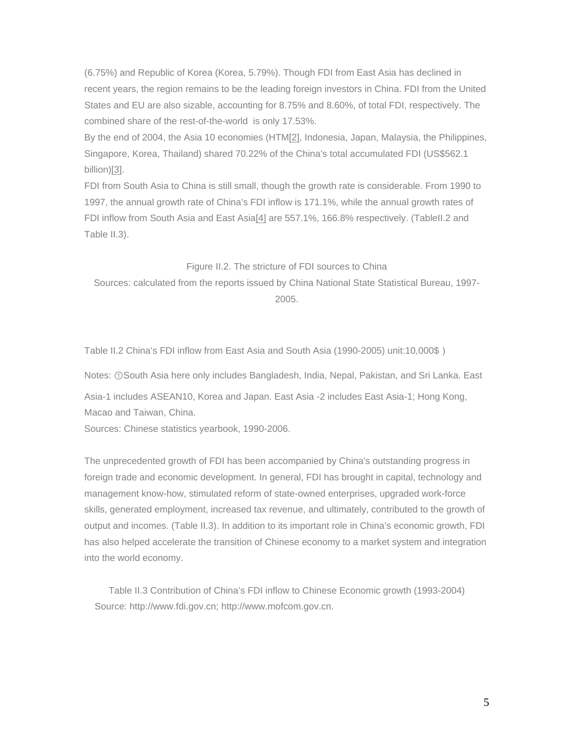(6.75%) and Republic of Korea (Korea, 5.79%). Though FDI from East Asia has declined in recent years, the region remains to be the leading foreign investors in China. FDI from the United States and EU are also sizable, accounting for 8.75% and 8.60%, of total FDI, respectively. The combined share of the rest-of-the-world is only 17.53%.

By the end of 2004, the Asia 10 economies (HTM[2], Indonesia, Japan, Malaysia, the Philippines, Singapore, Korea, Thailand) shared 70.22% of the China's total accumulated FDI (US$562.1 billion)[3].

FDI from South Asia to China is still small, though the growth rate is considerable. From 1990 to 1997, the annual growth rate of China's FDI inflow is 171.1%, while the annual growth rates of FDI inflow from South Asia and East Asia[4] are 557.1%, 166.8% respectively. (TableII.2 and Table II.3).

Figure II.2. The stricture of FDI sources to China

Sources: calculated from the reports issued by China National State Statistical Bureau, 1997-2005.

Table II.2 China's FDI inflow from East Asia and South Asia (1990-2005) unit:10,000$ )

Notes: ①South Asia here only includes Bangladesh, India, Nepal, Pakistan, and Sri Lanka. East Asia-1 includes ASEAN10, Korea and Japan. East Asia -2 includes East Asia-1; Hong Kong, Macao and Taiwan, China.

Sources: Chinese statistics yearbook, 1990-2006.

The unprecedented growth of FDI has been accompanied by China's outstanding progress in foreign trade and economic development. In general, FDI has brought in capital, technology and management know-how, stimulated reform of state-owned enterprises, upgraded work-force skills, generated employment, increased tax revenue, and ultimately, contributed to the growth of output and incomes. (Table II.3). In addition to its important role in China's economic growth, FDI has also helped accelerate the transition of Chinese economy to a market system and integration into the world economy.

Table II.3 Contribution of China's FDI inflow to Chinese Economic growth (1993-2004)

Source: http://www.fdi.gov.cn; http://www.mofcom.gov.cn.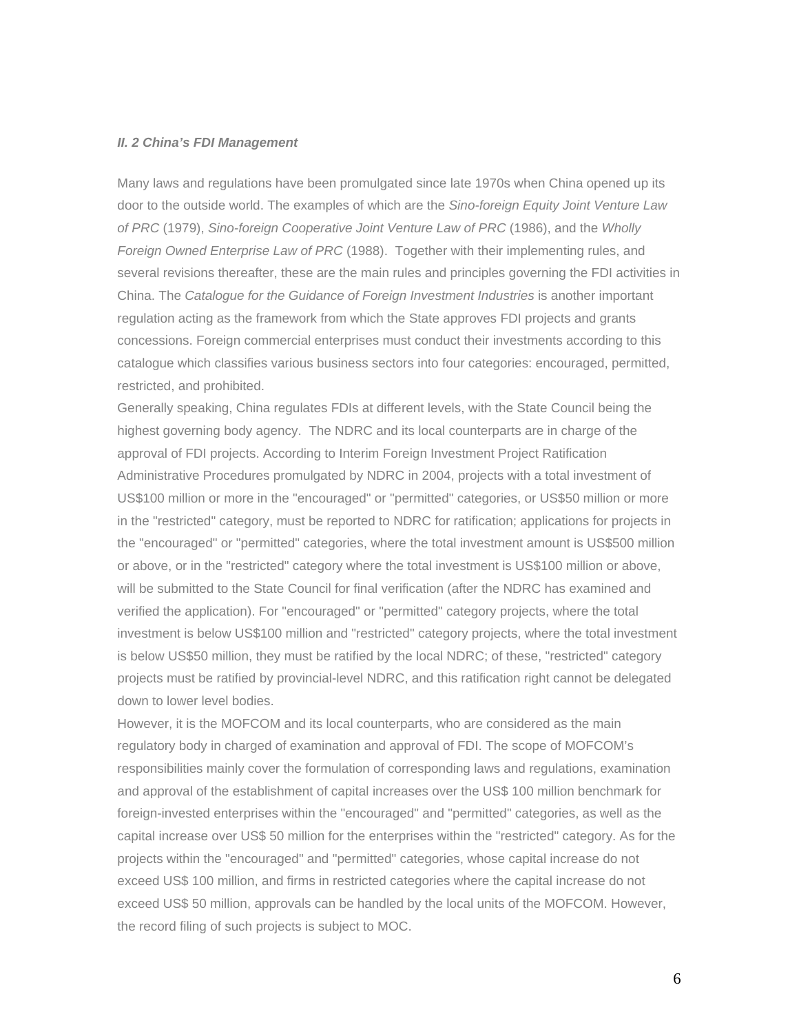***II. 2 China's FDI Management***

Many laws and regulations have been promulgated since late 1970s when China opened up its door to the outside world. The examples of which are the *Sino-foreign Equity Joint Venture Law of PRC* (1979), *Sino-foreign Cooperative Joint Venture Law of PRC* (1986), and the *Wholly Foreign Owned Enterprise Law of PRC* (1988). Together with their implementing rules, and several revisions thereafter, these are the main rules and principles governing the FDI activities in China. The *Catalogue for the Guidance of Foreign Investment Industries* is another important regulation acting as the framework from which the State approves FDI projects and grants concessions. Foreign commercial enterprises must conduct their investments according to this catalogue which classifies various business sectors into four categories: encouraged, permitted, restricted, and prohibited.

Generally speaking, China regulates FDIs at different levels, with the State Council being the highest governing body agency. The NDRC and its local counterparts are in charge of the approval of FDI projects. According to Interim Foreign Investment Project Ratification Administrative Procedures promulgated by NDRC in 2004, projects with a total investment of US$100 million or more in the "encouraged" or "permitted" categories, or US$50 million or more in the "restricted" category, must be reported to NDRC for ratification; applications for projects in the "encouraged" or "permitted" categories, where the total investment amount is US$500 million or above, or in the "restricted" category where the total investment is US$100 million or above, will be submitted to the State Council for final verification (after the NDRC has examined and verified the application). For "encouraged" or "permitted" category projects, where the total investment is below US$100 million and "restricted" category projects, where the total investment is below US$50 million, they must be ratified by the local NDRC; of these, "restricted" category projects must be ratified by provincial-level NDRC, and this ratification right cannot be delegated down to lower level bodies.

However, it is the MOFCOM and its local counterparts, who are considered as the main regulatory body in charged of examination and approval of FDI. The scope of MOFCOM's responsibilities mainly cover the formulation of corresponding laws and regulations, examination and approval of the establishment of capital increases over the US$ 100 million benchmark for foreign-invested enterprises within the "encouraged" and "permitted" categories, as well as the capital increase over US$ 50 million for the enterprises within the "restricted" category. As for the projects within the "encouraged" and "permitted" categories, whose capital increase do not exceed US$ 100 million, and firms in restricted categories where the capital increase do not exceed US$ 50 million, approvals can be handled by the local units of the MOFCOM. However, the record filing of such projects is subject to MOC.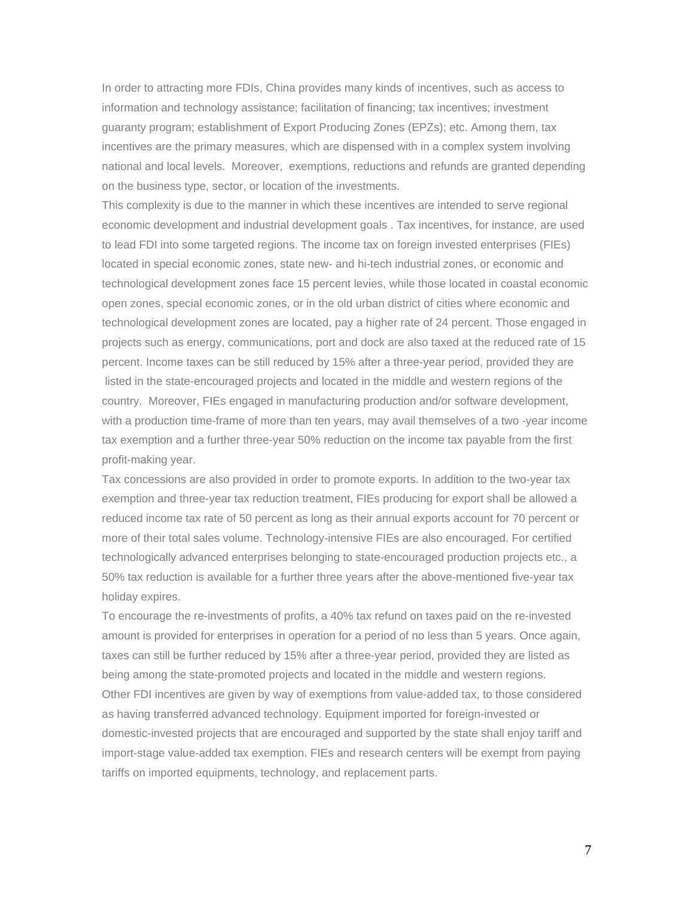In order to attracting more FDIs, China provides many kinds of incentives, such as access to information and technology assistance; facilitation of financing; tax incentives; investment guaranty program; establishment of Export Producing Zones (EPZs); etc. Among them, tax incentives are the primary measures, which are dispensed with in a complex system involving national and local levels. Moreover, exemptions, reductions and refunds are granted depending on the business type, sector, or location of the investments.

This complexity is due to the manner in which these incentives are intended to serve regional economic development and industrial development goals . Tax incentives, for instance, are used to lead FDI into some targeted regions. The income tax on foreign invested enterprises (FIEs) located in special economic zones, state new- and hi-tech industrial zones, or economic and technological development zones face 15 percent levies, while those located in coastal economic open zones, special economic zones, or in the old urban district of cities where economic and technological development zones are located, pay a higher rate of 24 percent. Those engaged in projects such as energy, communications, port and dock are also taxed at the reduced rate of 15 percent. Income taxes can be still reduced by 15% after a three-year period, provided they are listed in the state-encouraged projects and located in the middle and western regions of the country. Moreover, FIEs engaged in manufacturing production and/or software development, with a production time-frame of more than ten years, may avail themselves of a two -year income tax exemption and a further three-year 50% reduction on the income tax payable from the first profit-making year.

Tax concessions are also provided in order to promote exports. In addition to the two-year tax exemption and three-year tax reduction treatment, FIEs producing for export shall be allowed a reduced income tax rate of 50 percent as long as their annual exports account for 70 percent or more of their total sales volume. Technology-intensive FIEs are also encouraged. For certified technologically advanced enterprises belonging to state-encouraged production projects etc., a 50% tax reduction is available for a further three years after the above-mentioned five-year tax holiday expires.

To encourage the re-investments of profits, a 40% tax refund on taxes paid on the re-invested amount is provided for enterprises in operation for a period of no less than 5 years. Once again, taxes can still be further reduced by 15% after a three-year period, provided they are listed as being among the state-promoted projects and located in the middle and western regions.

Other FDI incentives are given by way of exemptions from value-added tax, to those considered as having transferred advanced technology. Equipment imported for foreign-invested or domestic-invested projects that are encouraged and supported by the state shall enjoy tariff and import-stage value-added tax exemption. FIEs and research centers will be exempt from paying tariffs on imported equipments, technology, and replacement parts.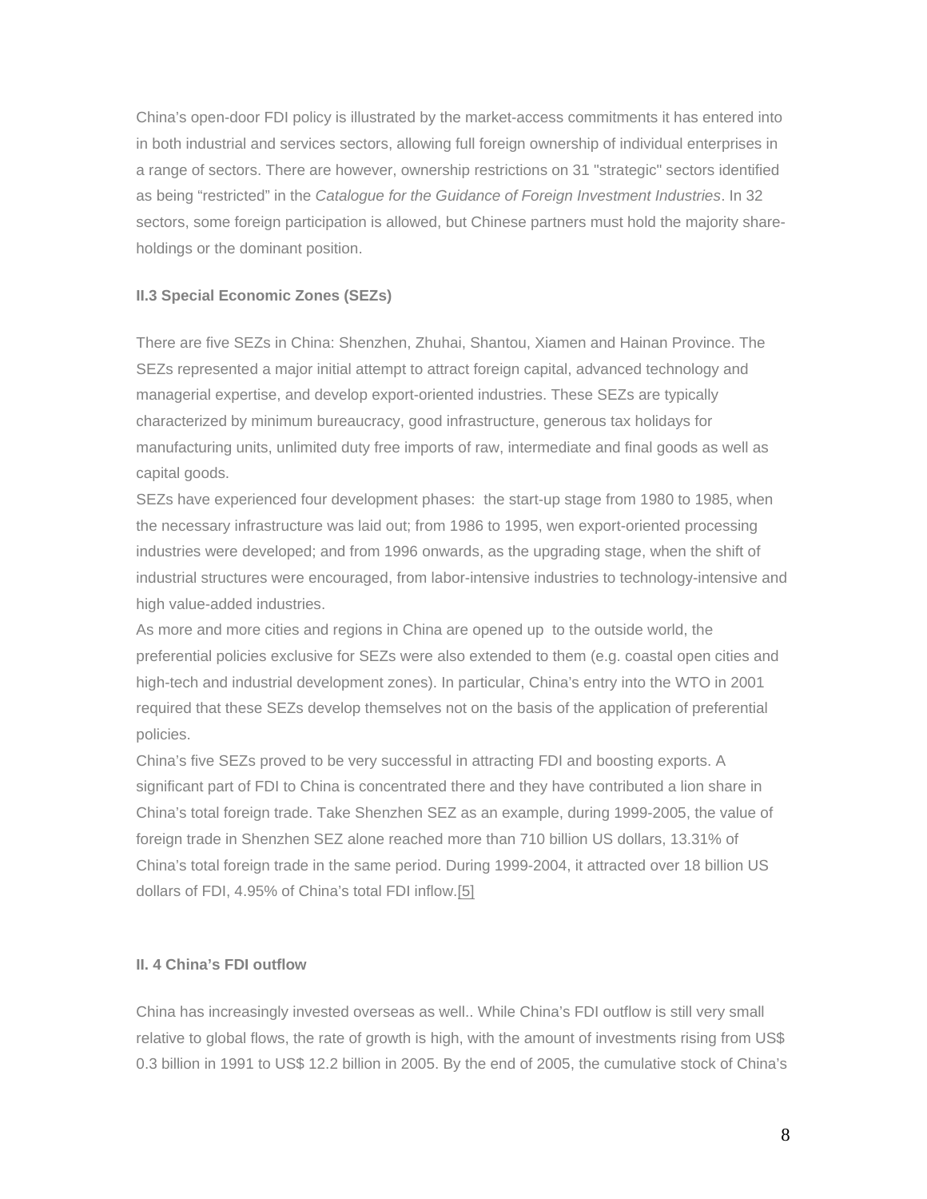China's open-door FDI policy is illustrated by the market-access commitments it has entered into in both industrial and services sectors, allowing full foreign ownership of individual enterprises in a range of sectors. There are however, ownership restrictions on 31 "strategic" sectors identified as being "restricted" in the *Catalogue for the Guidance of Foreign Investment Industries*. In 32 sectors, some foreign participation is allowed, but Chinese partners must hold the majority share-holdings or the dominant position.

### II.3 Special Economic Zones (SEZs)

There are five SEZs in China: Shenzhen, Zhuhai, Shantou, Xiamen and Hainan Province. The SEZs represented a major initial attempt to attract foreign capital, advanced technology and managerial expertise, and develop export-oriented industries. These SEZs are typically characterized by minimum bureaucracy, good infrastructure, generous tax holidays for manufacturing units, unlimited duty free imports of raw, intermediate and final goods as well as capital goods.

SEZs have experienced four development phases: the start-up stage from 1980 to 1985, when the necessary infrastructure was laid out; from 1986 to 1995, wen export-oriented processing industries were developed; and from 1996 onwards, as the upgrading stage, when the shift of industrial structures were encouraged, from labor-intensive industries to technology-intensive and high value-added industries.

As more and more cities and regions in China are opened up to the outside world, the preferential policies exclusive for SEZs were also extended to them (e.g. coastal open cities and high-tech and industrial development zones). In particular, China's entry into the WTO in 2001 required that these SEZs develop themselves not on the basis of the application of preferential policies.

China's five SEZs proved to be very successful in attracting FDI and boosting exports. A significant part of FDI to China is concentrated there and they have contributed a lion share in China's total foreign trade. Take Shenzhen SEZ as an example, during 1999-2005, the value of foreign trade in Shenzhen SEZ alone reached more than 710 billion US dollars, 13.31% of China's total foreign trade in the same period. During 1999-2004, it attracted over 18 billion US dollars of FDI, 4.95% of China's total FDI inflow.[5]

### II. 4 China's FDI outflow

China has increasingly invested overseas as well.. While China's FDI outflow is still very small relative to global flows, the rate of growth is high, with the amount of investments rising from US$ 0.3 billion in 1991 to US$ 12.2 billion in 2005. By the end of 2005, the cumulative stock of China's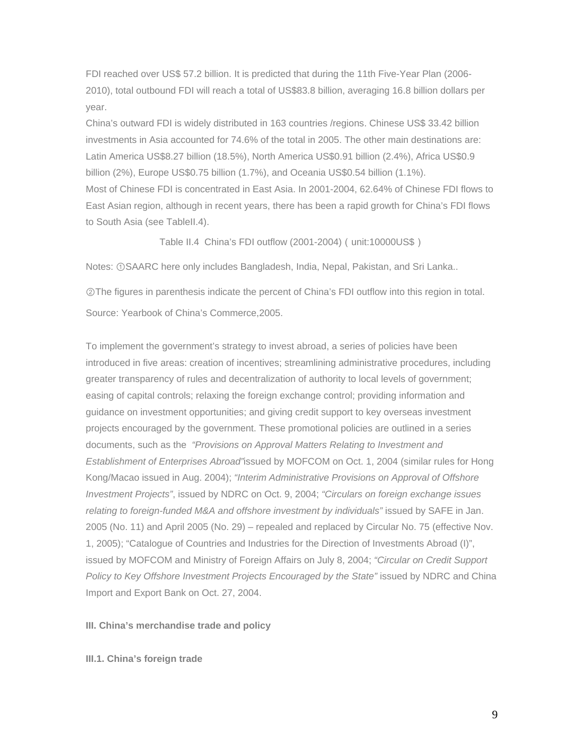FDI reached over US$ 57.2 billion. It is predicted that during the 11th Five-Year Plan (2006-2010), total outbound FDI will reach a total of US$83.8 billion, averaging 16.8 billion dollars per year.

China's outward FDI is widely distributed in 163 countries /regions. Chinese US$ 33.42 billion investments in Asia accounted for 74.6% of the total in 2005. The other main destinations are: Latin America US$8.27 billion (18.5%), North America US$0.91 billion (2.4%), Africa US$0.9 billion (2%), Europe US$0.75 billion (1.7%), and Oceania US$0.54 billion (1.1%).

Most of Chinese FDI is concentrated in East Asia. In 2001-2004, 62.64% of Chinese FDI flows to East Asian region, although in recent years, there has been a rapid growth for China's FDI flows to South Asia (see TableII.4).

Table II.4 China's FDI outflow (2001-2004)（unit:10000US$）

Notes: ①SAARC here only includes Bangladesh, India, Nepal, Pakistan, and Sri Lanka..

②The figures in parenthesis indicate the percent of China's FDI outflow into this region in total.

Source: Yearbook of China's Commerce,2005.

To implement the government's strategy to invest abroad, a series of policies have been introduced in five areas: creation of incentives; streamlining administrative procedures, including greater transparency of rules and decentralization of authority to local levels of government; easing of capital controls; relaxing the foreign exchange control; providing information and guidance on investment opportunities; and giving credit support to key overseas investment projects encouraged by the government. These promotional policies are outlined in a series documents, such as the *"Provisions on Approval Matters Relating to Investment and Establishment of Enterprises Abroad"* issued by MOFCOM on Oct. 1, 2004 (similar rules for Hong Kong/Macao issued in Aug. 2004); *"Interim Administrative Provisions on Approval of Offshore Investment Projects"*, issued by NDRC on Oct. 9, 2004; *"Circulars on foreign exchange issues relating to foreign-funded M&A and offshore investment by individuals"* issued by SAFE in Jan. 2005 (No. 11) and April 2005 (No. 29) – repealed and replaced by Circular No. 75 (effective Nov. 1, 2005); "Catalogue of Countries and Industries for the Direction of Investments Abroad (I)", issued by MOFCOM and Ministry of Foreign Affairs on July 8, 2004; *"Circular on Credit Support Policy to Key Offshore Investment Projects Encouraged by the State"* issued by NDRC and China Import and Export Bank on Oct. 27, 2004.

## III. China's merchandise trade and policy

### III.1. China's foreign trade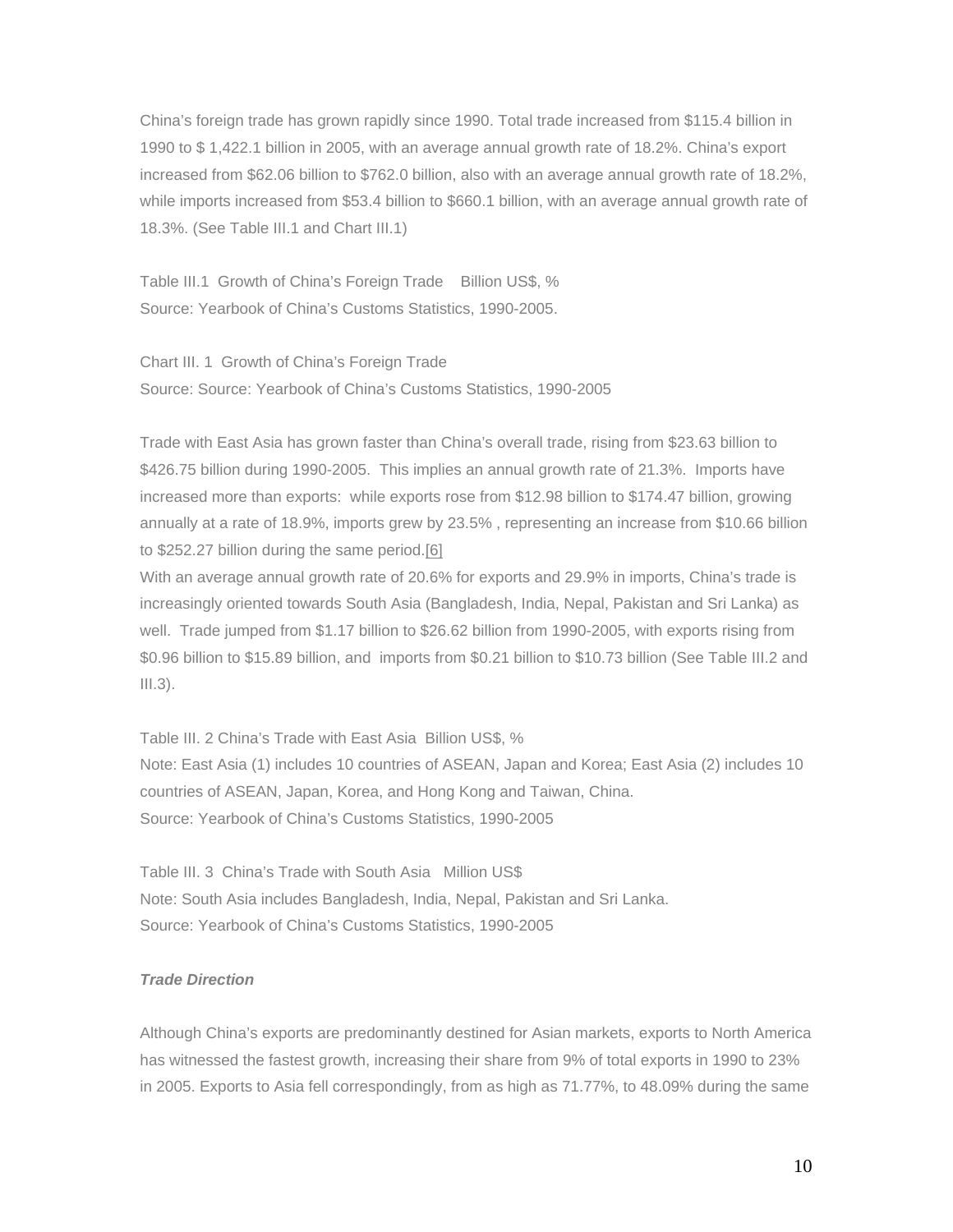China's foreign trade has grown rapidly since 1990. Total trade increased from $115.4 billion in 1990 to $ 1,422.1 billion in 2005, with an average annual growth rate of 18.2%. China's export increased from $62.06 billion to $762.0 billion, also with an average annual growth rate of 18.2%, while imports increased from $53.4 billion to $660.1 billion, with an average annual growth rate of 18.3%. (See Table III.1 and Chart III.1)

Table III.1 Growth of China's Foreign Trade Billion US$, %
Source: Yearbook of China's Customs Statistics, 1990-2005.

Chart III. 1 Growth of China's Foreign Trade
Source: Source: Yearbook of China's Customs Statistics, 1990-2005

Trade with East Asia has grown faster than China's overall trade, rising from $23.63 billion to $426.75 billion during 1990-2005. This implies an annual growth rate of 21.3%. Imports have increased more than exports: while exports rose from $12.98 billion to $174.47 billion, growing annually at a rate of 18.9%, imports grew by 23.5% , representing an increase from $10.66 billion to $252.27 billion during the same period.[6]
With an average annual growth rate of 20.6% for exports and 29.9% in imports, China's trade is increasingly oriented towards South Asia (Bangladesh, India, Nepal, Pakistan and Sri Lanka) as well. Trade jumped from $1.17 billion to $26.62 billion from 1990-2005, with exports rising from $0.96 billion to $15.89 billion, and imports from $0.21 billion to $10.73 billion (See Table III.2 and III.3).

Table III. 2 China's Trade with East Asia Billion US$, %
Note: East Asia (1) includes 10 countries of ASEAN, Japan and Korea; East Asia (2) includes 10 countries of ASEAN, Japan, Korea, and Hong Kong and Taiwan, China.
Source: Yearbook of China's Customs Statistics, 1990-2005

Table III. 3 China's Trade with South Asia Million US$
Note: South Asia includes Bangladesh, India, Nepal, Pakistan and Sri Lanka.
Source: Yearbook of China's Customs Statistics, 1990-2005

***Trade Direction***

Although China's exports are predominantly destined for Asian markets, exports to North America has witnessed the fastest growth, increasing their share from 9% of total exports in 1990 to 23% in 2005. Exports to Asia fell correspondingly, from as high as 71.77%, to 48.09% during the same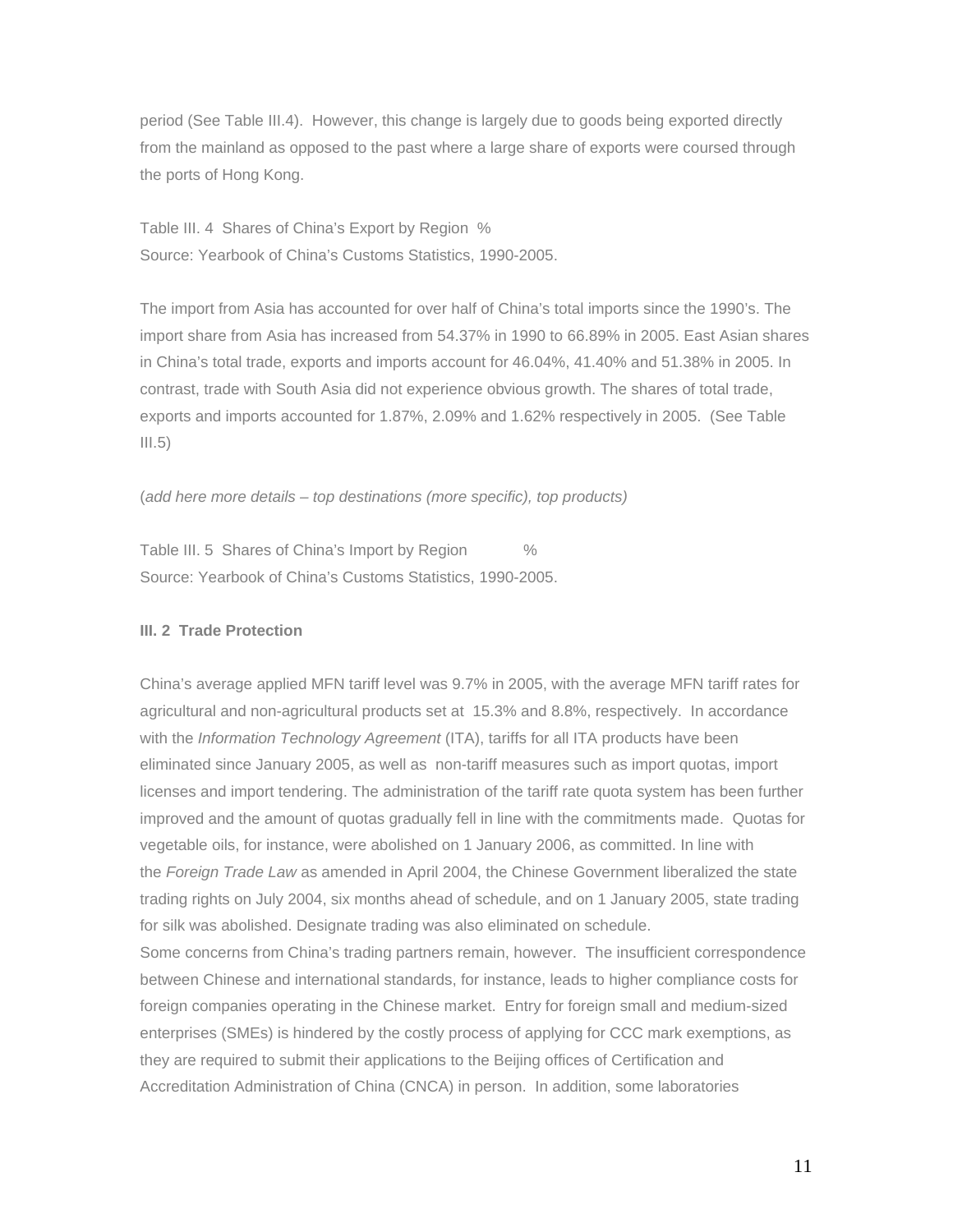period (See Table III.4). However, this change is largely due to goods being exported directly from the mainland as opposed to the past where a large share of exports were coursed through the ports of Hong Kong.

Table III. 4 Shares of China's Export by Region %
Source: Yearbook of China's Customs Statistics, 1990-2005.

The import from Asia has accounted for over half of China's total imports since the 1990's. The import share from Asia has increased from 54.37% in 1990 to 66.89% in 2005. East Asian shares in China's total trade, exports and imports account for 46.04%, 41.40% and 51.38% in 2005. In contrast, trade with South Asia did not experience obvious growth. The shares of total trade, exports and imports accounted for 1.87%, 2.09% and 1.62% respectively in 2005. (See Table III.5)

(*add here more details – top destinations (more specific), top products)*

Table III. 5 Shares of China's Import by Region %
Source: Yearbook of China's Customs Statistics, 1990-2005.

**III. 2 Trade Protection**

China's average applied MFN tariff level was 9.7% in 2005, with the average MFN tariff rates for agricultural and non-agricultural products set at 15.3% and 8.8%, respectively. In accordance with the *Information Technology Agreement* (ITA), tariffs for all ITA products have been eliminated since January 2005, as well as non-tariff measures such as import quotas, import licenses and import tendering. The administration of the tariff rate quota system has been further improved and the amount of quotas gradually fell in line with the commitments made. Quotas for vegetable oils, for instance, were abolished on 1 January 2006, as committed. In line with the *Foreign Trade Law* as amended in April 2004, the Chinese Government liberalized the state trading rights on July 2004, six months ahead of schedule, and on 1 January 2005, state trading for silk was abolished. Designate trading was also eliminated on schedule.
Some concerns from China's trading partners remain, however. The insufficient correspondence between Chinese and international standards, for instance, leads to higher compliance costs for foreign companies operating in the Chinese market. Entry for foreign small and medium-sized enterprises (SMEs) is hindered by the costly process of applying for CCC mark exemptions, as they are required to submit their applications to the Beijing offices of Certification and Accreditation Administration of China (CNCA) in person. In addition, some laboratories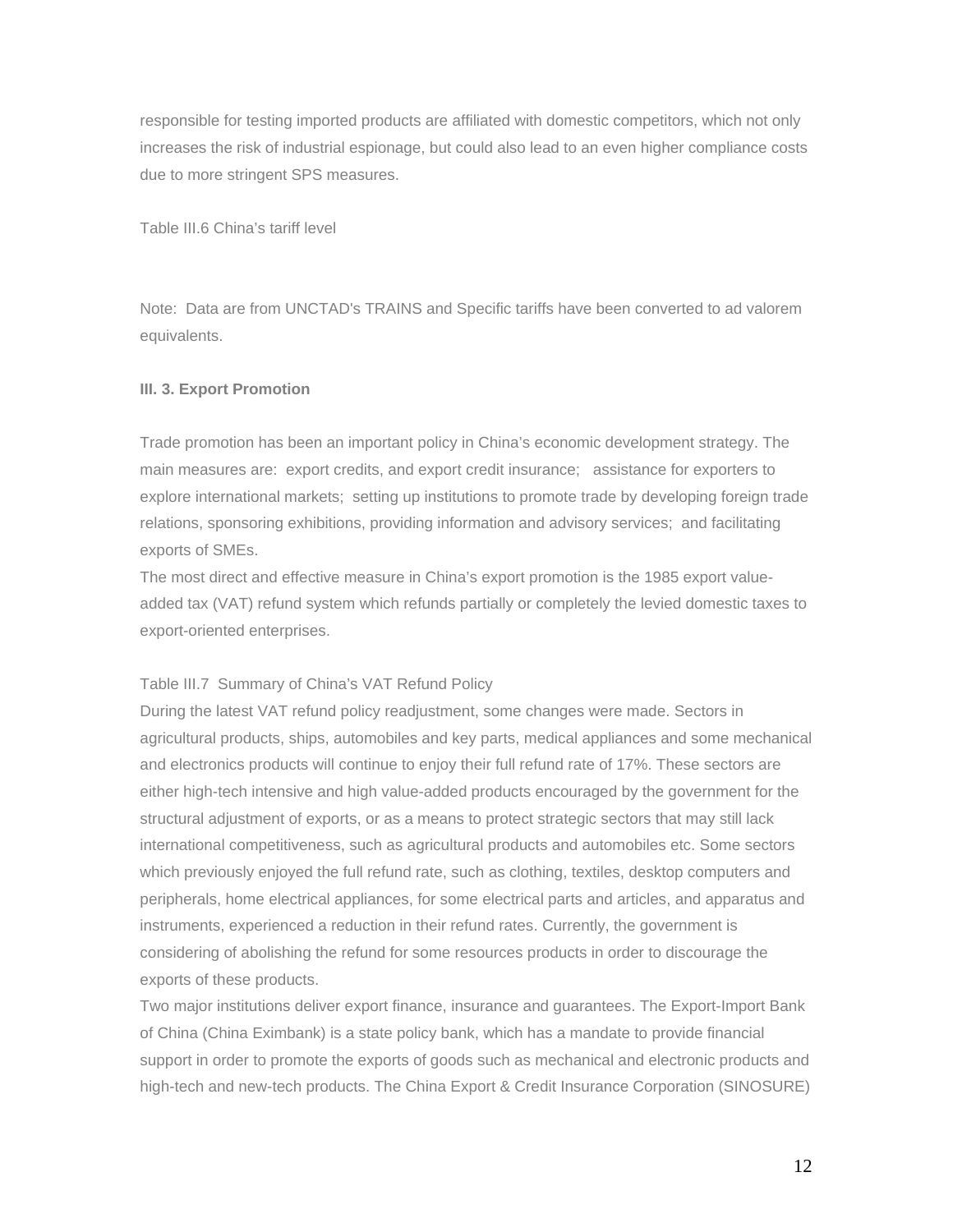responsible for testing imported products are affiliated with domestic competitors, which not only increases the risk of industrial espionage, but could also lead to an even higher compliance costs due to more stringent SPS measures.

Table III.6 China's tariff level

Note: Data are from UNCTAD's TRAINS and Specific tariffs have been converted to ad valorem equivalents.

**III. 3. Export Promotion**

Trade promotion has been an important policy in China's economic development strategy. The main measures are: export credits, and export credit insurance; assistance for exporters to explore international markets; setting up institutions to promote trade by developing foreign trade relations, sponsoring exhibitions, providing information and advisory services; and facilitating exports of SMEs.

The most direct and effective measure in China's export promotion is the 1985 export value-added tax (VAT) refund system which refunds partially or completely the levied domestic taxes to export-oriented enterprises.

Table III.7 Summary of China's VAT Refund Policy

During the latest VAT refund policy readjustment, some changes were made. Sectors in agricultural products, ships, automobiles and key parts, medical appliances and some mechanical and electronics products will continue to enjoy their full refund rate of 17%. These sectors are either high-tech intensive and high value-added products encouraged by the government for the structural adjustment of exports, or as a means to protect strategic sectors that may still lack international competitiveness, such as agricultural products and automobiles etc. Some sectors which previously enjoyed the full refund rate, such as clothing, textiles, desktop computers and peripherals, home electrical appliances, for some electrical parts and articles, and apparatus and instruments, experienced a reduction in their refund rates. Currently, the government is considering of abolishing the refund for some resources products in order to discourage the exports of these products.

Two major institutions deliver export finance, insurance and guarantees. The Export-Import Bank of China (China Eximbank) is a state policy bank, which has a mandate to provide financial support in order to promote the exports of goods such as mechanical and electronic products and high-tech and new-tech products. The China Export & Credit Insurance Corporation (SINOSURE)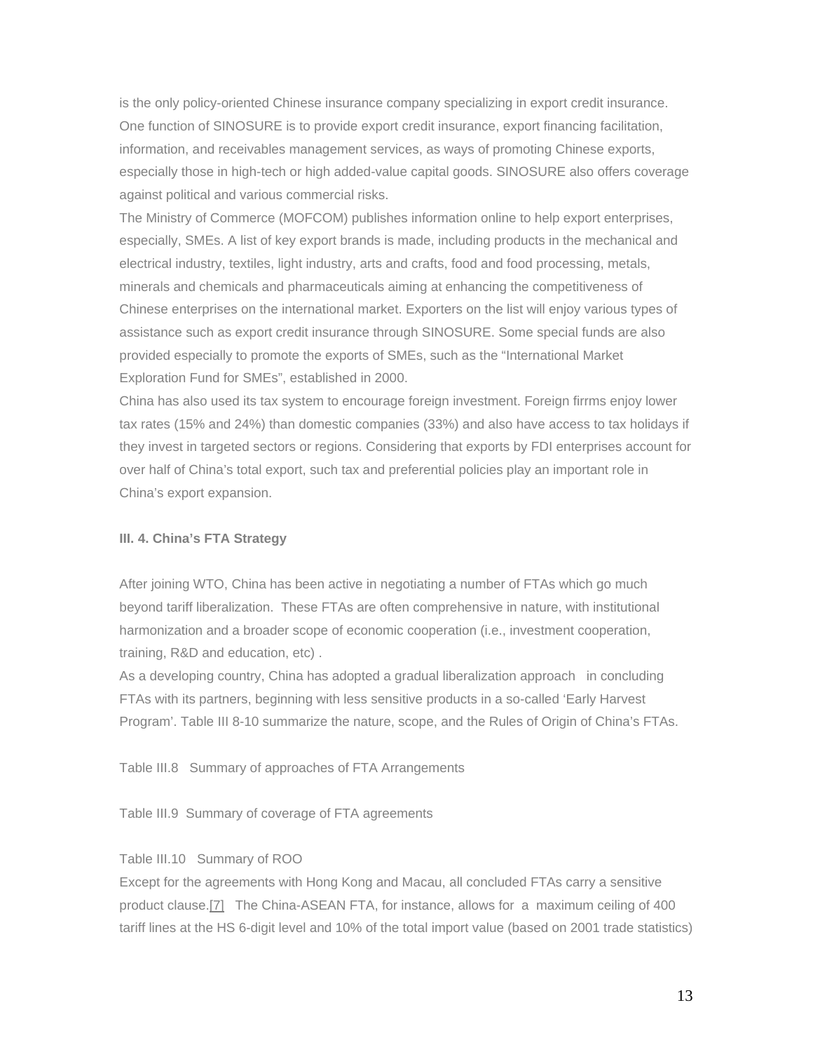is the only policy-oriented Chinese insurance company specializing in export credit insurance. One function of SINOSURE is to provide export credit insurance, export financing facilitation, information, and receivables management services, as ways of promoting Chinese exports, especially those in high-tech or high added-value capital goods. SINOSURE also offers coverage against political and various commercial risks.

The Ministry of Commerce (MOFCOM) publishes information online to help export enterprises, especially, SMEs. A list of key export brands is made, including products in the mechanical and electrical industry, textiles, light industry, arts and crafts, food and food processing, metals, minerals and chemicals and pharmaceuticals aiming at enhancing the competitiveness of Chinese enterprises on the international market. Exporters on the list will enjoy various types of assistance such as export credit insurance through SINOSURE. Some special funds are also provided especially to promote the exports of SMEs, such as the "International Market Exploration Fund for SMEs", established in 2000.

China has also used its tax system to encourage foreign investment. Foreign firrms enjoy lower tax rates (15% and 24%) than domestic companies (33%) and also have access to tax holidays if they invest in targeted sectors or regions. Considering that exports by FDI enterprises account for over half of China's total export, such tax and preferential policies play an important role in China's export expansion.

**III. 4. China's FTA Strategy**

After joining WTO, China has been active in negotiating a number of FTAs which go much beyond tariff liberalization. These FTAs are often comprehensive in nature, with institutional harmonization and a broader scope of economic cooperation (i.e., investment cooperation, training, R&D and education, etc) .

As a developing country, China has adopted a gradual liberalization approach in concluding FTAs with its partners, beginning with less sensitive products in a so-called 'Early Harvest Program'. Table III 8-10 summarize the nature, scope, and the Rules of Origin of China's FTAs.

Table III.8 Summary of approaches of FTA Arrangements

Table III.9 Summary of coverage of FTA agreements

Table III.10 Summary of ROO

Except for the agreements with Hong Kong and Macau, all concluded FTAs carry a sensitive product clause.[7] The China-ASEAN FTA, for instance, allows for a maximum ceiling of 400 tariff lines at the HS 6-digit level and 10% of the total import value (based on 2001 trade statistics)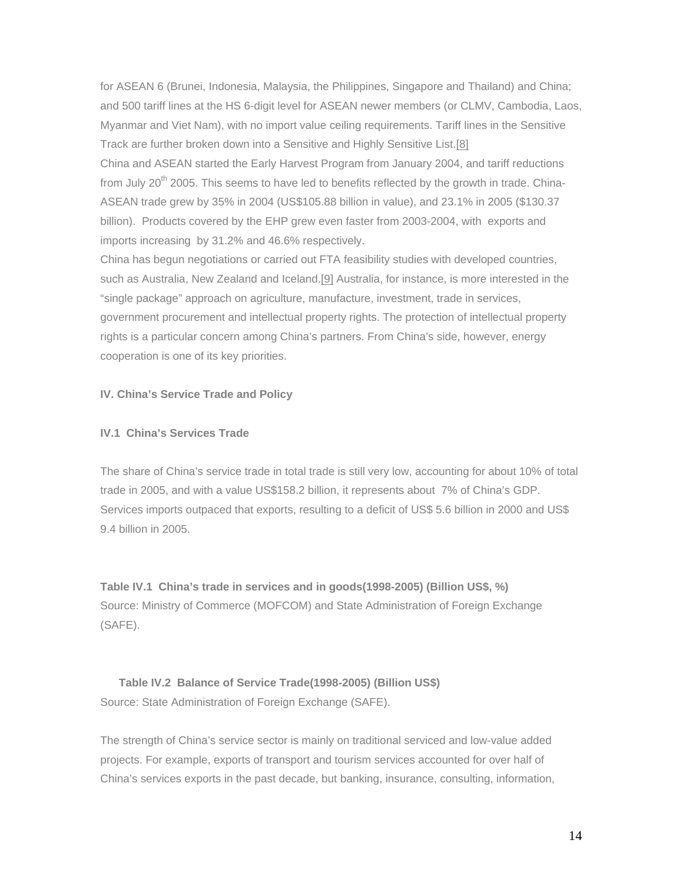for ASEAN 6 (Brunei, Indonesia, Malaysia, the Philippines, Singapore and Thailand) and China; and 500 tariff lines at the HS 6-digit level for ASEAN newer members (or CLMV, Cambodia, Laos, Myanmar and Viet Nam), with no import value ceiling requirements. Tariff lines in the Sensitive Track are further broken down into a Sensitive and Highly Sensitive List.[8]

China and ASEAN started the Early Harvest Program from January 2004, and tariff reductions from July 20th 2005. This seems to have led to benefits reflected by the growth in trade. China-ASEAN trade grew by 35% in 2004 (US$105.88 billion in value), and 23.1% in 2005 ($130.37 billion). Products covered by the EHP grew even faster from 2003-2004, with exports and imports increasing by 31.2% and 46.6% respectively.

China has begun negotiations or carried out FTA feasibility studies with developed countries, such as Australia, New Zealand and Iceland.[9] Australia, for instance, is more interested in the "single package" approach on agriculture, manufacture, investment, trade in services, government procurement and intellectual property rights. The protection of intellectual property rights is a particular concern among China's partners. From China's side, however, energy cooperation is one of its key priorities.

## IV. China's Service Trade and Policy

### IV.1 China's Services Trade

The share of China's service trade in total trade is still very low, accounting for about 10% of total trade in 2005, and with a value US$158.2 billion, it represents about 7% of China's GDP. Services imports outpaced that exports, resulting to a deficit of US$ 5.6 billion in 2000 and US$ 9.4 billion in 2005.

**Table IV.1 China's trade in services and in goods(1998-2005) (Billion US$, %)**

Source: Ministry of Commerce (MOFCOM) and State Administration of Foreign Exchange (SAFE).

**Table IV.2 Balance of Service Trade(1998-2005) (Billion US$)**

Source: State Administration of Foreign Exchange (SAFE).

The strength of China's service sector is mainly on traditional serviced and low-value added projects. For example, exports of transport and tourism services accounted for over half of China's services exports in the past decade, but banking, insurance, consulting, information,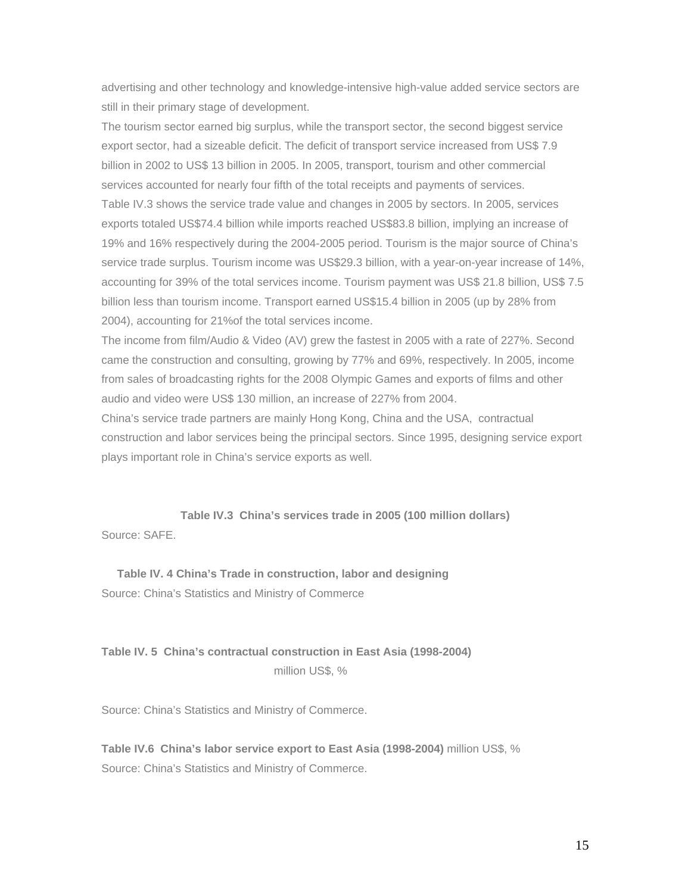advertising and other technology and knowledge-intensive high-value added service sectors are still in their primary stage of development.

The tourism sector earned big surplus, while the transport sector, the second biggest service export sector, had a sizeable deficit. The deficit of transport service increased from US$ 7.9 billion in 2002 to US$ 13 billion in 2005. In 2005, transport, tourism and other commercial services accounted for nearly four fifth of the total receipts and payments of services.

Table IV.3 shows the service trade value and changes in 2005 by sectors. In 2005, services exports totaled US$74.4 billion while imports reached US$83.8 billion, implying an increase of 19% and 16% respectively during the 2004-2005 period. Tourism is the major source of China's service trade surplus. Tourism income was US$29.3 billion, with a year-on-year increase of 14%, accounting for 39% of the total services income. Tourism payment was US$ 21.8 billion, US$ 7.5 billion less than tourism income. Transport earned US$15.4 billion in 2005 (up by 28% from 2004), accounting for 21%of the total services income.

The income from film/Audio & Video (AV) grew the fastest in 2005 with a rate of 227%. Second came the construction and consulting, growing by 77% and 69%, respectively. In 2005, income from sales of broadcasting rights for the 2008 Olympic Games and exports of films and other audio and video were US$ 130 million, an increase of 227% from 2004.

China's service trade partners are mainly Hong Kong, China and the USA, contractual construction and labor services being the principal sectors. Since 1995, designing service export plays important role in China's service exports as well.

**Table IV.3 China's services trade in 2005 (100 million dollars)**

Source: SAFE.

**Table IV. 4 China's Trade in construction, labor and designing**

Source: China's Statistics and Ministry of Commerce

**Table IV. 5 China's contractual construction in East Asia (1998-2004)**

million US$, %

Source: China's Statistics and Ministry of Commerce.

**Table IV.6 China's labor service export to East Asia (1998-2004)** million US$, %

Source: China's Statistics and Ministry of Commerce.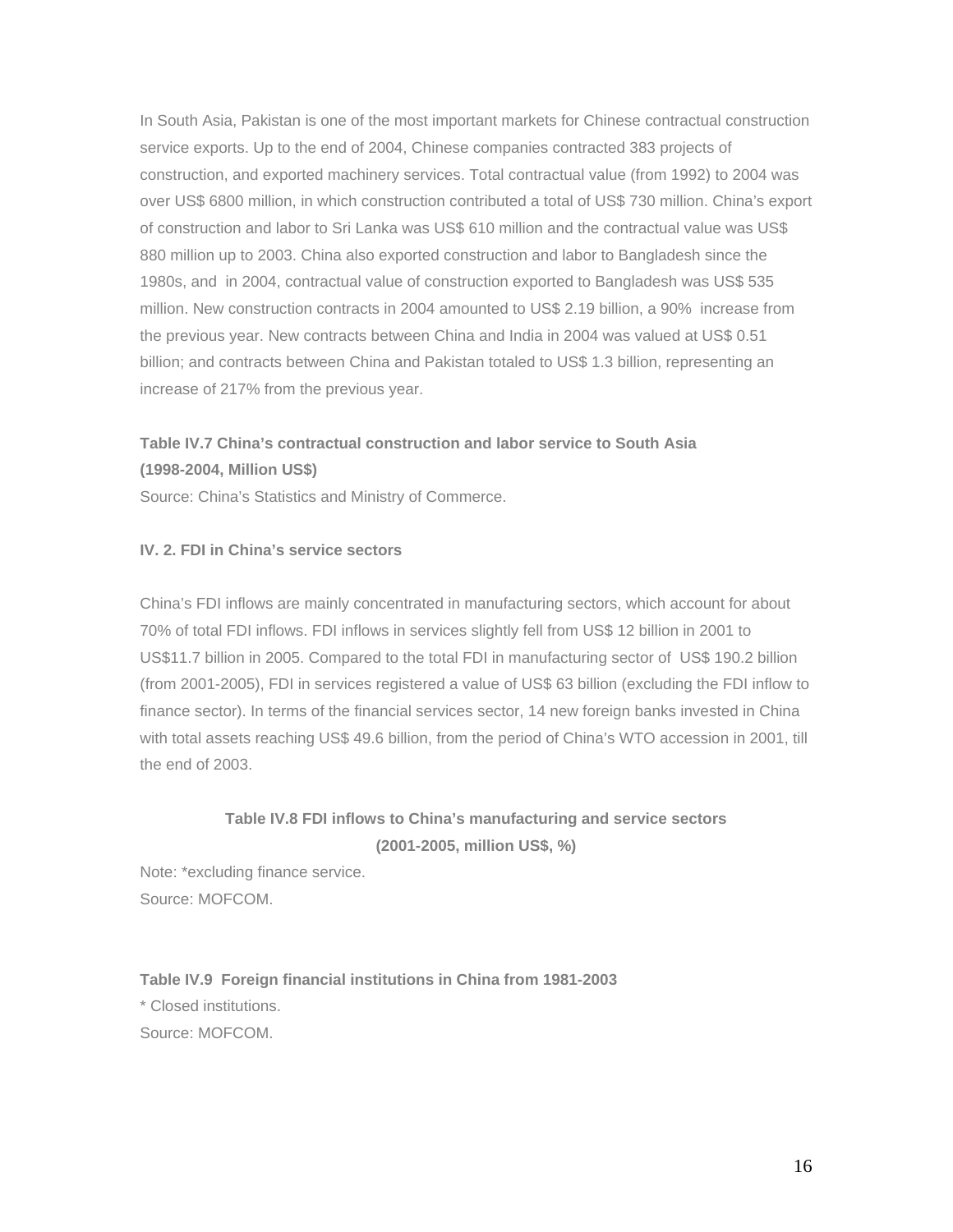In South Asia, Pakistan is one of the most important markets for Chinese contractual construction service exports. Up to the end of 2004, Chinese companies contracted 383 projects of construction, and exported machinery services. Total contractual value (from 1992) to 2004 was over US$ 6800 million, in which construction contributed a total of US$ 730 million. China's export of construction and labor to Sri Lanka was US$ 610 million and the contractual value was US$ 880 million up to 2003. China also exported construction and labor to Bangladesh since the 1980s, and in 2004, contractual value of construction exported to Bangladesh was US$ 535 million. New construction contracts in 2004 amounted to US$ 2.19 billion, a 90% increase from the previous year. New contracts between China and India in 2004 was valued at US$ 0.51 billion; and contracts between China and Pakistan totaled to US$ 1.3 billion, representing an increase of 217% from the previous year.

**Table IV.7 China's contractual construction and labor service to South Asia (1998-2004, Million US$)**

Source: China's Statistics and Ministry of Commerce.

### IV. 2. FDI in China's service sectors

China's FDI inflows are mainly concentrated in manufacturing sectors, which account for about 70% of total FDI inflows. FDI inflows in services slightly fell from US$ 12 billion in 2001 to US$11.7 billion in 2005. Compared to the total FDI in manufacturing sector of US$ 190.2 billion (from 2001-2005), FDI in services registered a value of US$ 63 billion (excluding the FDI inflow to finance sector). In terms of the financial services sector, 14 new foreign banks invested in China with total assets reaching US$ 49.6 billion, from the period of China's WTO accession in 2001, till the end of 2003.

**Table IV.8 FDI inflows to China's manufacturing and service sectors (2001-2005, million US$, %)**

Note: *excluding finance service.
Source: MOFCOM.

**Table IV.9 Foreign financial institutions in China from 1981-2003**

* Closed institutions.
Source: MOFCOM.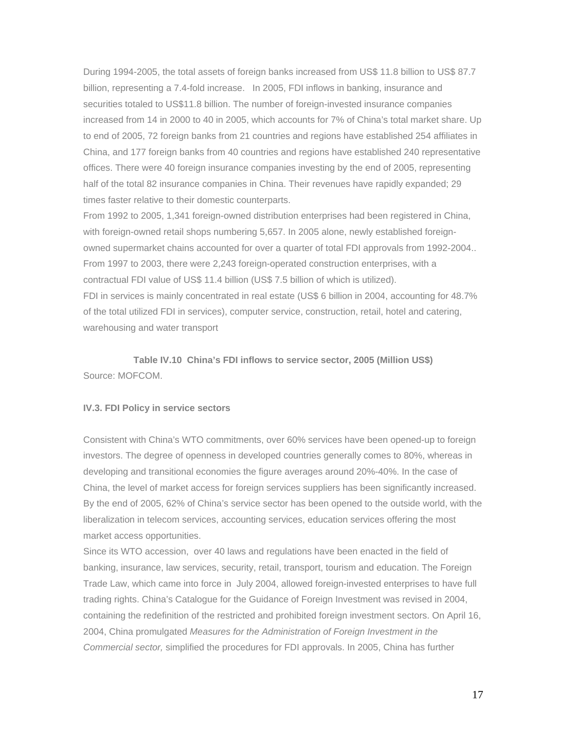During 1994-2005, the total assets of foreign banks increased from US$ 11.8 billion to US$ 87.7 billion, representing a 7.4-fold increase.   In 2005, FDI inflows in banking, insurance and securities totaled to US$11.8 billion. The number of foreign-invested insurance companies increased from 14 in 2000 to 40 in 2005, which accounts for 7% of China's total market share. Up to end of 2005, 72 foreign banks from 21 countries and regions have established 254 affiliates in China, and 177 foreign banks from 40 countries and regions have established 240 representative offices. There were 40 foreign insurance companies investing by the end of 2005, representing half of the total 82 insurance companies in China. Their revenues have rapidly expanded; 29 times faster relative to their domestic counterparts.

From 1992 to 2005, 1,341 foreign-owned distribution enterprises had been registered in China, with foreign-owned retail shops numbering 5,657. In 2005 alone, newly established foreign-owned supermarket chains accounted for over a quarter of total FDI approvals from 1992-2004..

From 1997 to 2003, there were 2,243 foreign-operated construction enterprises, with a contractual FDI value of US$ 11.4 billion (US$ 7.5 billion of which is utilized).

FDI in services is mainly concentrated in real estate (US$ 6 billion in 2004, accounting for 48.7% of the total utilized FDI in services), computer service, construction, retail, hotel and catering, warehousing and water transport

**Table IV.10  China's FDI inflows to service sector, 2005 (Million US$)**

Source: MOFCOM.

### IV.3. FDI Policy in service sectors

Consistent with China's WTO commitments, over 60% services have been opened-up to foreign investors. The degree of openness in developed countries generally comes to 80%, whereas in developing and transitional economies the figure averages around 20%-40%. In the case of China, the level of market access for foreign services suppliers has been significantly increased. By the end of 2005, 62% of China's service sector has been opened to the outside world, with the liberalization in telecom services, accounting services, education services offering the most market access opportunities.

Since its WTO accession,  over 40 laws and regulations have been enacted in the field of banking, insurance, law services, security, retail, transport, tourism and education. The Foreign Trade Law, which came into force in  July 2004, allowed foreign-invested enterprises to have full trading rights. China's Catalogue for the Guidance of Foreign Investment was revised in 2004, containing the redefinition of the restricted and prohibited foreign investment sectors. On April 16, 2004, China promulgated *Measures for the Administration of Foreign Investment in the Commercial sector,* simplified the procedures for FDI approvals. In 2005, China has further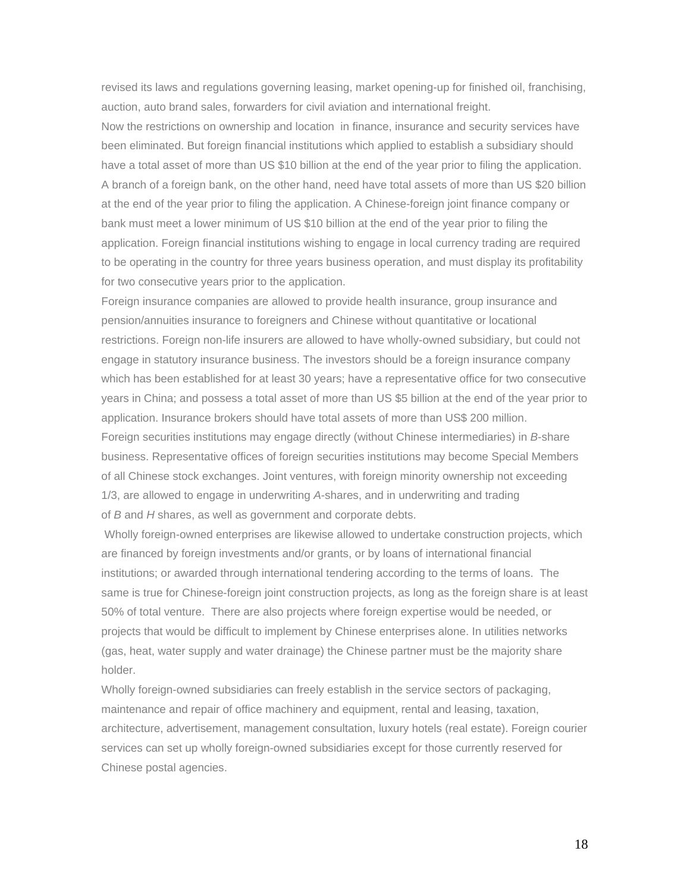revised its laws and regulations governing leasing, market opening-up for finished oil, franchising, auction, auto brand sales, forwarders for civil aviation and international freight.

Now the restrictions on ownership and location in finance, insurance and security services have been eliminated. But foreign financial institutions which applied to establish a subsidiary should have a total asset of more than US $10 billion at the end of the year prior to filing the application. A branch of a foreign bank, on the other hand, need have total assets of more than US $20 billion at the end of the year prior to filing the application. A Chinese-foreign joint finance company or bank must meet a lower minimum of US $10 billion at the end of the year prior to filing the application. Foreign financial institutions wishing to engage in local currency trading are required to be operating in the country for three years business operation, and must display its profitability for two consecutive years prior to the application.

Foreign insurance companies are allowed to provide health insurance, group insurance and pension/annuities insurance to foreigners and Chinese without quantitative or locational restrictions. Foreign non-life insurers are allowed to have wholly-owned subsidiary, but could not engage in statutory insurance business. The investors should be a foreign insurance company which has been established for at least 30 years; have a representative office for two consecutive years in China; and possess a total asset of more than US $5 billion at the end of the year prior to application. Insurance brokers should have total assets of more than US$ 200 million.

Foreign securities institutions may engage directly (without Chinese intermediaries) in *B*-share business. Representative offices of foreign securities institutions may become Special Members of all Chinese stock exchanges. Joint ventures, with foreign minority ownership not exceeding 1/3, are allowed to engage in underwriting *A*-shares, and in underwriting and trading of *B* and *H* shares, as well as government and corporate debts.

Wholly foreign-owned enterprises are likewise allowed to undertake construction projects, which are financed by foreign investments and/or grants, or by loans of international financial institutions; or awarded through international tendering according to the terms of loans. The same is true for Chinese-foreign joint construction projects, as long as the foreign share is at least 50% of total venture. There are also projects where foreign expertise would be needed, or projects that would be difficult to implement by Chinese enterprises alone. In utilities networks (gas, heat, water supply and water drainage) the Chinese partner must be the majority share holder.

Wholly foreign-owned subsidiaries can freely establish in the service sectors of packaging, maintenance and repair of office machinery and equipment, rental and leasing, taxation, architecture, advertisement, management consultation, luxury hotels (real estate). Foreign courier services can set up wholly foreign-owned subsidiaries except for those currently reserved for Chinese postal agencies.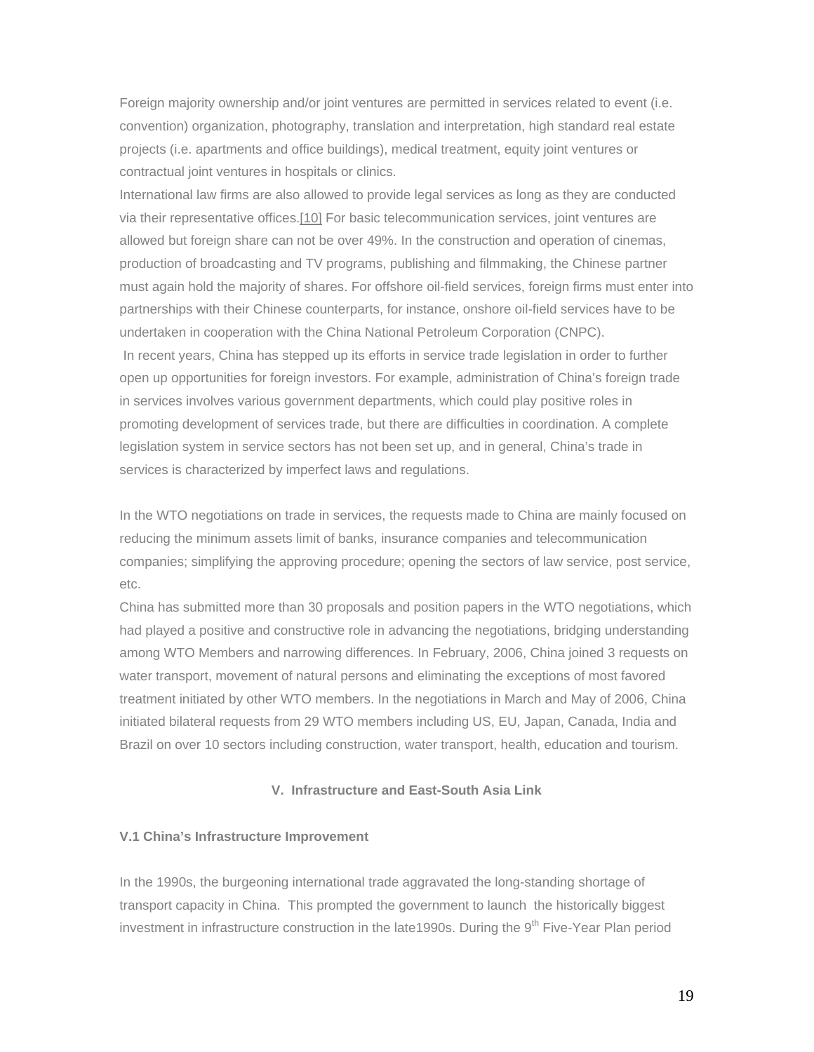Foreign majority ownership and/or joint ventures are permitted in services related to event (i.e. convention) organization, photography, translation and interpretation, high standard real estate projects (i.e. apartments and office buildings), medical treatment, equity joint ventures or contractual joint ventures in hospitals or clinics.

International law firms are also allowed to provide legal services as long as they are conducted via their representative offices.[10] For basic telecommunication services, joint ventures are allowed but foreign share can not be over 49%. In the construction and operation of cinemas, production of broadcasting and TV programs, publishing and filmmaking, the Chinese partner must again hold the majority of shares. For offshore oil-field services, foreign firms must enter into partnerships with their Chinese counterparts, for instance, onshore oil-field services have to be undertaken in cooperation with the China National Petroleum Corporation (CNPC).

In recent years, China has stepped up its efforts in service trade legislation in order to further open up opportunities for foreign investors. For example, administration of China's foreign trade in services involves various government departments, which could play positive roles in promoting development of services trade, but there are difficulties in coordination. A complete legislation system in service sectors has not been set up, and in general, China's trade in services is characterized by imperfect laws and regulations.

In the WTO negotiations on trade in services, the requests made to China are mainly focused on reducing the minimum assets limit of banks, insurance companies and telecommunication companies; simplifying the approving procedure; opening the sectors of law service, post service, etc.

China has submitted more than 30 proposals and position papers in the WTO negotiations, which had played a positive and constructive role in advancing the negotiations, bridging understanding among WTO Members and narrowing differences. In February, 2006, China joined 3 requests on water transport, movement of natural persons and eliminating the exceptions of most favored treatment initiated by other WTO members. In the negotiations in March and May of 2006, China initiated bilateral requests from 29 WTO members including US, EU, Japan, Canada, India and Brazil on over 10 sectors including construction, water transport, health, education and tourism.

## V. Infrastructure and East-South Asia Link

### V.1 China's Infrastructure Improvement

In the 1990s, the burgeoning international trade aggravated the long-standing shortage of transport capacity in China. This prompted the government to launch the historically biggest investment in infrastructure construction in the late1990s. During the 9th Five-Year Plan period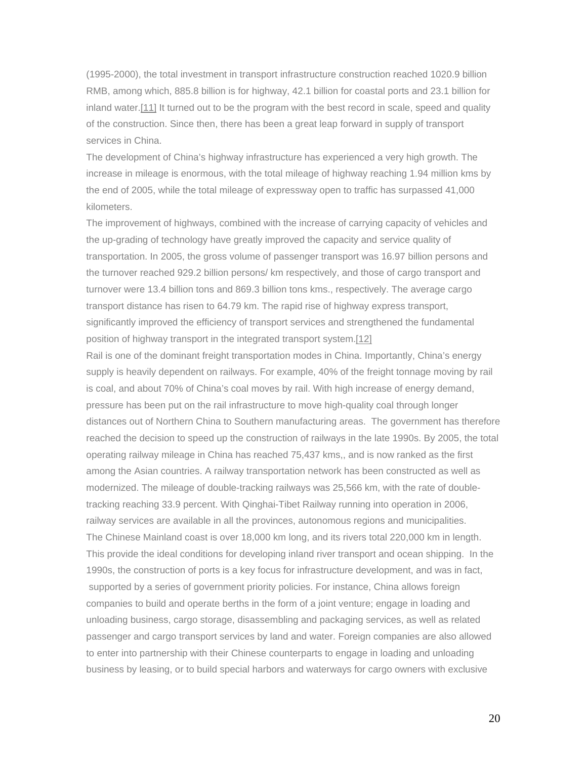(1995-2000), the total investment in transport infrastructure construction reached 1020.9 billion RMB, among which, 885.8 billion is for highway, 42.1 billion for coastal ports and 23.1 billion for inland water.[11] It turned out to be the program with the best record in scale, speed and quality of the construction. Since then, there has been a great leap forward in supply of transport services in China.

The development of China's highway infrastructure has experienced a very high growth. The increase in mileage is enormous, with the total mileage of highway reaching 1.94 million kms by the end of 2005, while the total mileage of expressway open to traffic has surpassed 41,000 kilometers.

The improvement of highways, combined with the increase of carrying capacity of vehicles and the up-grading of technology have greatly improved the capacity and service quality of transportation. In 2005, the gross volume of passenger transport was 16.97 billion persons and the turnover reached 929.2 billion persons/ km respectively, and those of cargo transport and turnover were 13.4 billion tons and 869.3 billion tons kms., respectively. The average cargo transport distance has risen to 64.79 km. The rapid rise of highway express transport, significantly improved the efficiency of transport services and strengthened the fundamental position of highway transport in the integrated transport system.[12]

Rail is one of the dominant freight transportation modes in China. Importantly, China's energy supply is heavily dependent on railways. For example, 40% of the freight tonnage moving by rail is coal, and about 70% of China's coal moves by rail. With high increase of energy demand, pressure has been put on the rail infrastructure to move high-quality coal through longer distances out of Northern China to Southern manufacturing areas. The government has therefore reached the decision to speed up the construction of railways in the late 1990s. By 2005, the total operating railway mileage in China has reached 75,437 kms,, and is now ranked as the first among the Asian countries. A railway transportation network has been constructed as well as modernized. The mileage of double-tracking railways was 25,566 km, with the rate of double-tracking reaching 33.9 percent. With Qinghai-Tibet Railway running into operation in 2006, railway services are available in all the provinces, autonomous regions and municipalities.

The Chinese Mainland coast is over 18,000 km long, and its rivers total 220,000 km in length. This provide the ideal conditions for developing inland river transport and ocean shipping. In the 1990s, the construction of ports is a key focus for infrastructure development, and was in fact, supported by a series of government priority policies. For instance, China allows foreign companies to build and operate berths in the form of a joint venture; engage in loading and unloading business, cargo storage, disassembling and packaging services, as well as related passenger and cargo transport services by land and water. Foreign companies are also allowed to enter into partnership with their Chinese counterparts to engage in loading and unloading business by leasing, or to build special harbors and waterways for cargo owners with exclusive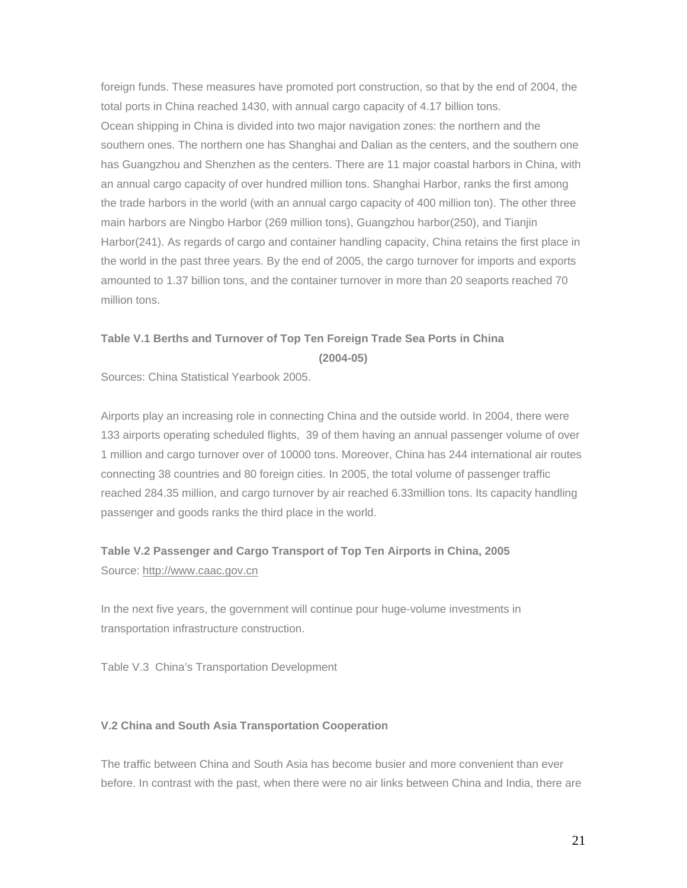foreign funds. These measures have promoted port construction, so that by the end of 2004, the total ports in China reached 1430, with annual cargo capacity of 4.17 billion tons.

Ocean shipping in China is divided into two major navigation zones: the northern and the southern ones. The northern one has Shanghai and Dalian as the centers, and the southern one has Guangzhou and Shenzhen as the centers. There are 11 major coastal harbors in China, with an annual cargo capacity of over hundred million tons. Shanghai Harbor, ranks the first among the trade harbors in the world (with an annual cargo capacity of 400 million ton). The other three main harbors are Ningbo Harbor (269 million tons), Guangzhou harbor(250), and Tianjin Harbor(241). As regards of cargo and container handling capacity, China retains the first place in the world in the past three years. By the end of 2005, the cargo turnover for imports and exports amounted to 1.37 billion tons, and the container turnover in more than 20 seaports reached 70 million tons.

**Table V.1 Berths and Turnover of Top Ten Foreign Trade Sea Ports in China (2004-05)**

Sources: China Statistical Yearbook 2005.

Airports play an increasing role in connecting China and the outside world. In 2004, there were 133 airports operating scheduled flights, 39 of them having an annual passenger volume of over 1 million and cargo turnover over of 10000 tons. Moreover, China has 244 international air routes connecting 38 countries and 80 foreign cities. In 2005, the total volume of passenger traffic reached 284.35 million, and cargo turnover by air reached 6.33million tons. Its capacity handling passenger and goods ranks the third place in the world.

**Table V.2 Passenger and Cargo Transport of Top Ten Airports in China, 2005**

Source: http://www.caac.gov.cn

In the next five years, the government will continue pour huge-volume investments in transportation infrastructure construction.

Table V.3 China's Transportation Development

### V.2 China and South Asia Transportation Cooperation

The traffic between China and South Asia has become busier and more convenient than ever before. In contrast with the past, when there were no air links between China and India, there are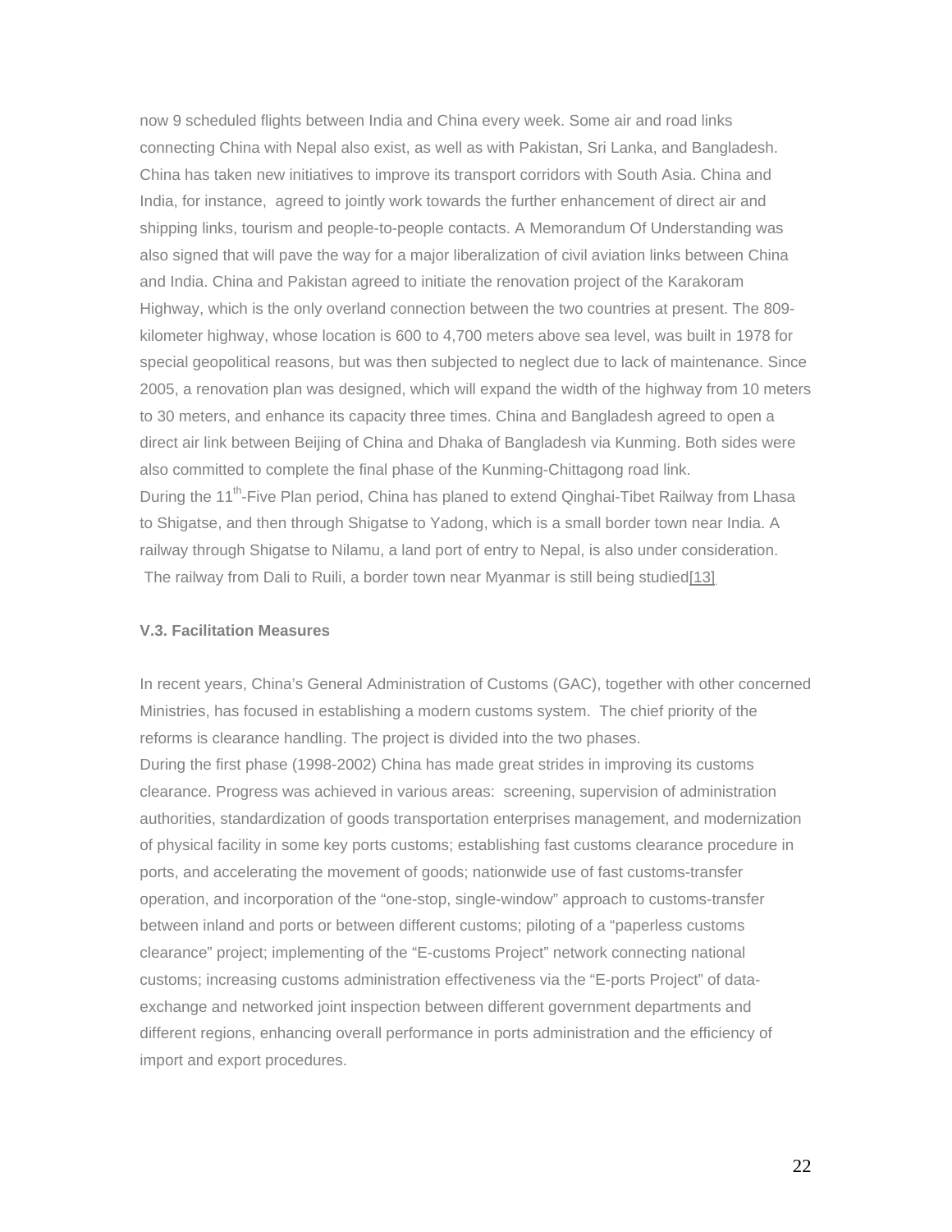now 9 scheduled flights between India and China every week. Some air and road links connecting China with Nepal also exist, as well as with Pakistan, Sri Lanka, and Bangladesh. China has taken new initiatives to improve its transport corridors with South Asia. China and India, for instance, agreed to jointly work towards the further enhancement of direct air and shipping links, tourism and people-to-people contacts. A Memorandum Of Understanding was also signed that will pave the way for a major liberalization of civil aviation links between China and India. China and Pakistan agreed to initiate the renovation project of the Karakoram Highway, which is the only overland connection between the two countries at present. The 809-kilometer highway, whose location is 600 to 4,700 meters above sea level, was built in 1978 for special geopolitical reasons, but was then subjected to neglect due to lack of maintenance. Since 2005, a renovation plan was designed, which will expand the width of the highway from 10 meters to 30 meters, and enhance its capacity three times. China and Bangladesh agreed to open a direct air link between Beijing of China and Dhaka of Bangladesh via Kunming. Both sides were also committed to complete the final phase of the Kunming-Chittagong road link.

During the 11th-Five Plan period, China has planed to extend Qinghai-Tibet Railway from Lhasa to Shigatse, and then through Shigatse to Yadong, which is a small border town near India. A railway through Shigatse to Nilamu, a land port of entry to Nepal, is also under consideration. The railway from Dali to Ruili, a border town near Myanmar is still being studied[13].

### V.3. Facilitation Measures

In recent years, China's General Administration of Customs (GAC), together with other concerned Ministries, has focused in establishing a modern customs system. The chief priority of the reforms is clearance handling. The project is divided into the two phases.

During the first phase (1998-2002) China has made great strides in improving its customs clearance. Progress was achieved in various areas: screening, supervision of administration authorities, standardization of goods transportation enterprises management, and modernization of physical facility in some key ports customs; establishing fast customs clearance procedure in ports, and accelerating the movement of goods; nationwide use of fast customs-transfer operation, and incorporation of the "one-stop, single-window" approach to customs-transfer between inland and ports or between different customs; piloting of a "paperless customs clearance" project; implementing of the "E-customs Project" network connecting national customs; increasing customs administration effectiveness via the "E-ports Project" of data-exchange and networked joint inspection between different government departments and different regions, enhancing overall performance in ports administration and the efficiency of import and export procedures.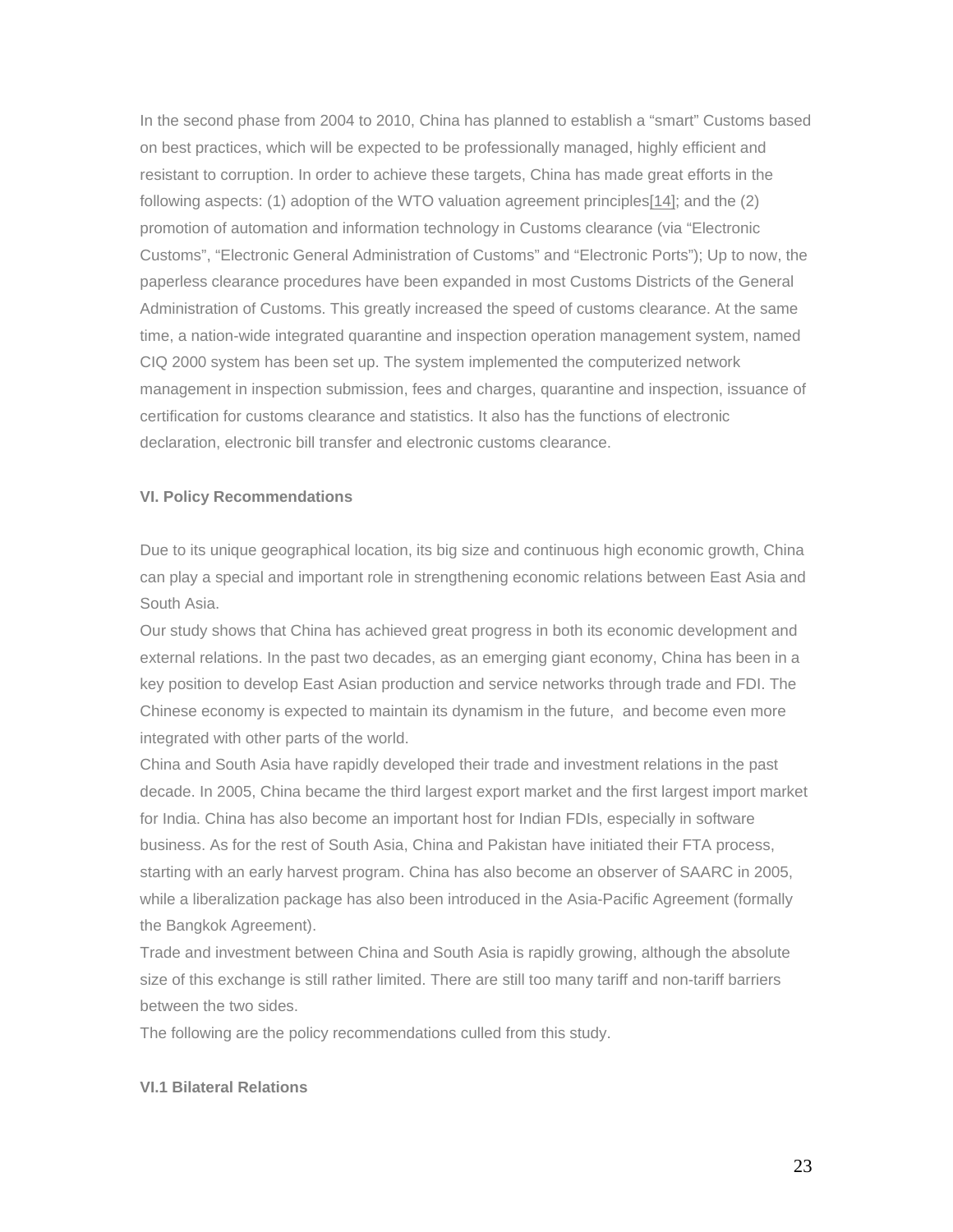In the second phase from 2004 to 2010, China has planned to establish a "smart" Customs based on best practices, which will be expected to be professionally managed, highly efficient and resistant to corruption. In order to achieve these targets, China has made great efforts in the following aspects: (1) adoption of the WTO valuation agreement principles[14]; and the (2) promotion of automation and information technology in Customs clearance (via "Electronic Customs", "Electronic General Administration of Customs" and "Electronic Ports"); Up to now, the paperless clearance procedures have been expanded in most Customs Districts of the General Administration of Customs. This greatly increased the speed of customs clearance. At the same time, a nation-wide integrated quarantine and inspection operation management system, named CIQ 2000 system has been set up. The system implemented the computerized network management in inspection submission, fees and charges, quarantine and inspection, issuance of certification for customs clearance and statistics. It also has the functions of electronic declaration, electronic bill transfer and electronic customs clearance.

## VI. Policy Recommendations

Due to its unique geographical location, its big size and continuous high economic growth, China can play a special and important role in strengthening economic relations between East Asia and South Asia.

Our study shows that China has achieved great progress in both its economic development and external relations. In the past two decades, as an emerging giant economy, China has been in a key position to develop East Asian production and service networks through trade and FDI. The Chinese economy is expected to maintain its dynamism in the future, and become even more integrated with other parts of the world.

China and South Asia have rapidly developed their trade and investment relations in the past decade. In 2005, China became the third largest export market and the first largest import market for India. China has also become an important host for Indian FDIs, especially in software business. As for the rest of South Asia, China and Pakistan have initiated their FTA process, starting with an early harvest program. China has also become an observer of SAARC in 2005, while a liberalization package has also been introduced in the Asia-Pacific Agreement (formally the Bangkok Agreement).

Trade and investment between China and South Asia is rapidly growing, although the absolute size of this exchange is still rather limited. There are still too many tariff and non-tariff barriers between the two sides.

The following are the policy recommendations culled from this study.

### VI.1 Bilateral Relations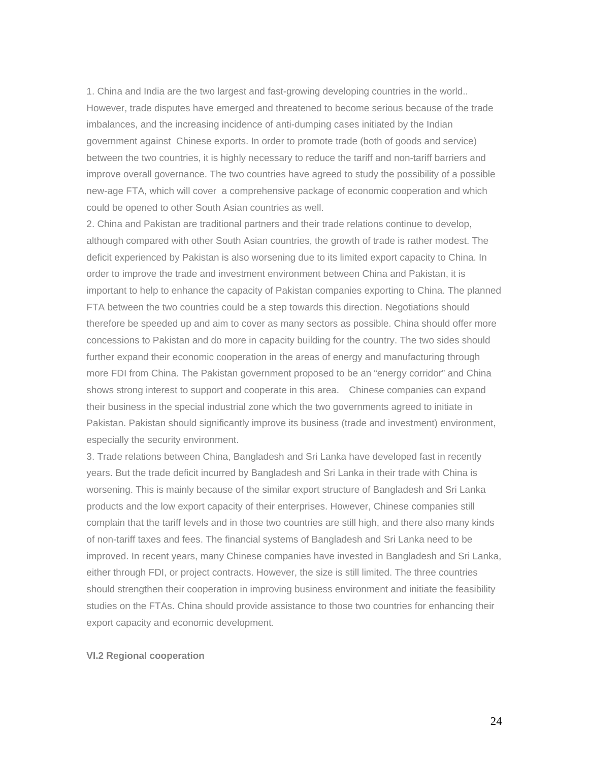1. China and India are the two largest and fast-growing developing countries in the world.. However, trade disputes have emerged and threatened to become serious because of the trade imbalances, and the increasing incidence of anti-dumping cases initiated by the Indian government against Chinese exports. In order to promote trade (both of goods and service) between the two countries, it is highly necessary to reduce the tariff and non-tariff barriers and improve overall governance. The two countries have agreed to study the possibility of a possible new-age FTA, which will cover a comprehensive package of economic cooperation and which could be opened to other South Asian countries as well.

2. China and Pakistan are traditional partners and their trade relations continue to develop, although compared with other South Asian countries, the growth of trade is rather modest. The deficit experienced by Pakistan is also worsening due to its limited export capacity to China. In order to improve the trade and investment environment between China and Pakistan, it is important to help to enhance the capacity of Pakistan companies exporting to China. The planned FTA between the two countries could be a step towards this direction. Negotiations should therefore be speeded up and aim to cover as many sectors as possible. China should offer more concessions to Pakistan and do more in capacity building for the country. The two sides should further expand their economic cooperation in the areas of energy and manufacturing through more FDI from China. The Pakistan government proposed to be an "energy corridor" and China shows strong interest to support and cooperate in this area. Chinese companies can expand their business in the special industrial zone which the two governments agreed to initiate in Pakistan. Pakistan should significantly improve its business (trade and investment) environment, especially the security environment.

3. Trade relations between China, Bangladesh and Sri Lanka have developed fast in recently years. But the trade deficit incurred by Bangladesh and Sri Lanka in their trade with China is worsening. This is mainly because of the similar export structure of Bangladesh and Sri Lanka products and the low export capacity of their enterprises. However, Chinese companies still complain that the tariff levels and in those two countries are still high, and there also many kinds of non-tariff taxes and fees. The financial systems of Bangladesh and Sri Lanka need to be improved. In recent years, many Chinese companies have invested in Bangladesh and Sri Lanka, either through FDI, or project contracts. However, the size is still limited. The three countries should strengthen their cooperation in improving business environment and initiate the feasibility studies on the FTAs. China should provide assistance to those two countries for enhancing their export capacity and economic development.

**VI.2 Regional cooperation**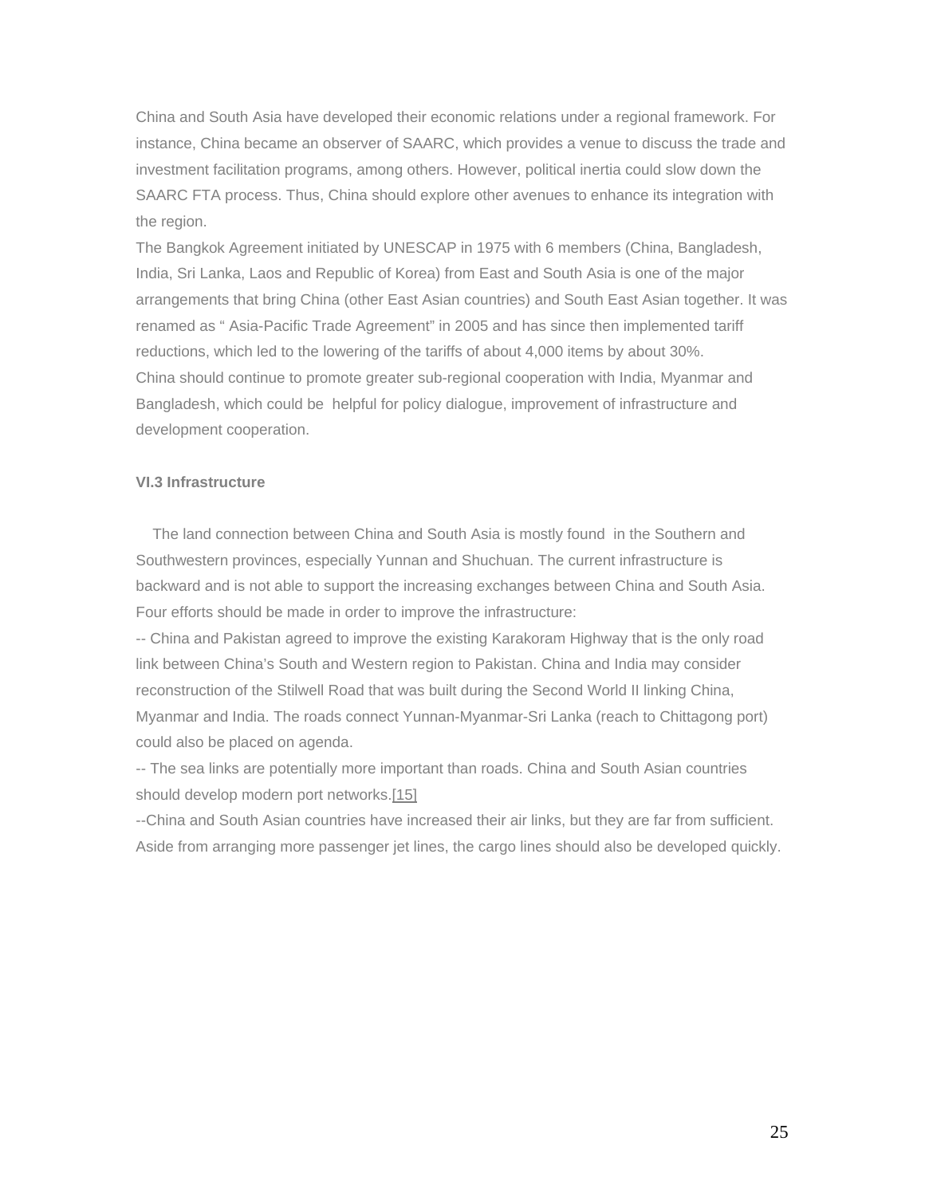China and South Asia have developed their economic relations under a regional framework. For instance, China became an observer of SAARC, which provides a venue to discuss the trade and investment facilitation programs, among others. However, political inertia could slow down the SAARC FTA process. Thus, China should explore other avenues to enhance its integration with the region.

The Bangkok Agreement initiated by UNESCAP in 1975 with 6 members (China, Bangladesh, India, Sri Lanka, Laos and Republic of Korea) from East and South Asia is one of the major arrangements that bring China (other East Asian countries) and South East Asian together. It was renamed as " Asia-Pacific Trade Agreement" in 2005 and has since then implemented tariff reductions, which led to the lowering of the tariffs of about 4,000 items by about 30%.

China should continue to promote greater sub-regional cooperation with India, Myanmar and Bangladesh, which could be helpful for policy dialogue, improvement of infrastructure and development cooperation.

**VI.3 Infrastructure**

The land connection between China and South Asia is mostly found in the Southern and Southwestern provinces, especially Yunnan and Shuchuan. The current infrastructure is backward and is not able to support the increasing exchanges between China and South Asia. Four efforts should be made in order to improve the infrastructure:

-- China and Pakistan agreed to improve the existing Karakoram Highway that is the only road link between China's South and Western region to Pakistan. China and India may consider reconstruction of the Stilwell Road that was built during the Second World II linking China, Myanmar and India. The roads connect Yunnan-Myanmar-Sri Lanka (reach to Chittagong port) could also be placed on agenda.

-- The sea links are potentially more important than roads. China and South Asian countries should develop modern port networks.[15]

--China and South Asian countries have increased their air links, but they are far from sufficient. Aside from arranging more passenger jet lines, the cargo lines should also be developed quickly.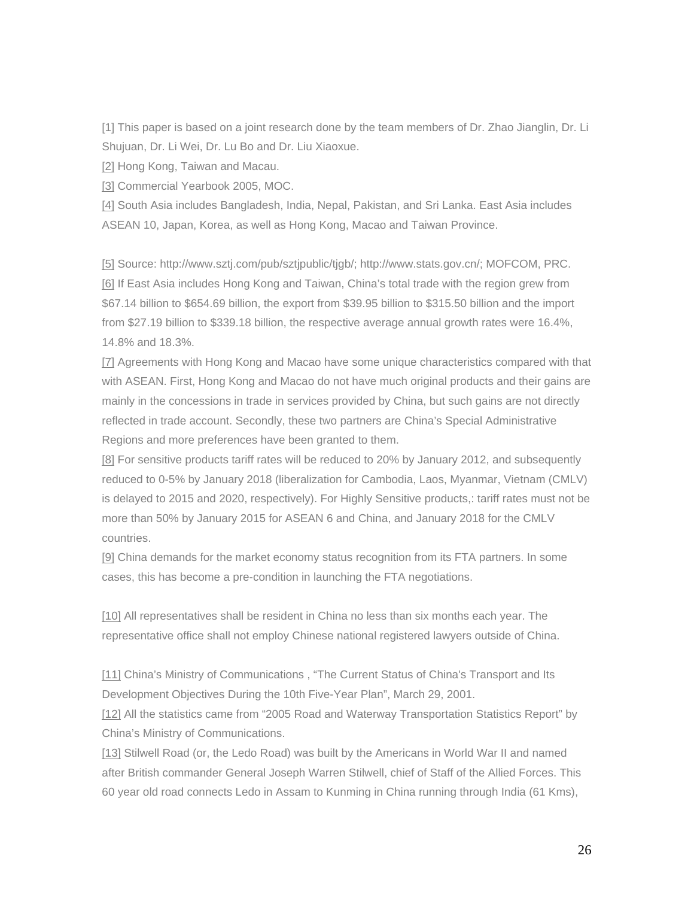[1] This paper is based on a joint research done by the team members of Dr. Zhao Jianglin, Dr. Li Shujuan, Dr. Li Wei, Dr. Lu Bo and Dr. Liu Xiaoxue.

[2] Hong Kong, Taiwan and Macau.

[3] Commercial Yearbook 2005, MOC.

[4] South Asia includes Bangladesh, India, Nepal, Pakistan, and Sri Lanka. East Asia includes ASEAN 10, Japan, Korea, as well as Hong Kong, Macao and Taiwan Province.

[5] Source: http://www.sztj.com/pub/sztjpublic/tjgb/; http://www.stats.gov.cn/; MOFCOM, PRC.

[6] If East Asia includes Hong Kong and Taiwan, China's total trade with the region grew from $67.14 billion to $654.69 billion, the export from $39.95 billion to $315.50 billion and the import from $27.19 billion to $339.18 billion, the respective average annual growth rates were 16.4%, 14.8% and 18.3%.

[7] Agreements with Hong Kong and Macao have some unique characteristics compared with that with ASEAN. First, Hong Kong and Macao do not have much original products and their gains are mainly in the concessions in trade in services provided by China, but such gains are not directly reflected in trade account. Secondly, these two partners are China's Special Administrative Regions and more preferences have been granted to them.

[8] For sensitive products tariff rates will be reduced to 20% by January 2012, and subsequently reduced to 0-5% by January 2018 (liberalization for Cambodia, Laos, Myanmar, Vietnam (CMLV) is delayed to 2015 and 2020, respectively). For Highly Sensitive products,: tariff rates must not be more than 50% by January 2015 for ASEAN 6 and China, and January 2018 for the CMLV countries.

[9] China demands for the market economy status recognition from its FTA partners. In some cases, this has become a pre-condition in launching the FTA negotiations.

[10] All representatives shall be resident in China no less than six months each year. The representative office shall not employ Chinese national registered lawyers outside of China.

[11] China's Ministry of Communications , "The Current Status of China's Transport and Its Development Objectives During the 10th Five-Year Plan", March 29, 2001.

[12] All the statistics came from "2005 Road and Waterway Transportation Statistics Report" by China's Ministry of Communications.

[13] Stilwell Road (or, the Ledo Road) was built by the Americans in World War II and named after British commander General Joseph Warren Stilwell, chief of Staff of the Allied Forces. This 60 year old road connects Ledo in Assam to Kunming in China running through India (61 Kms),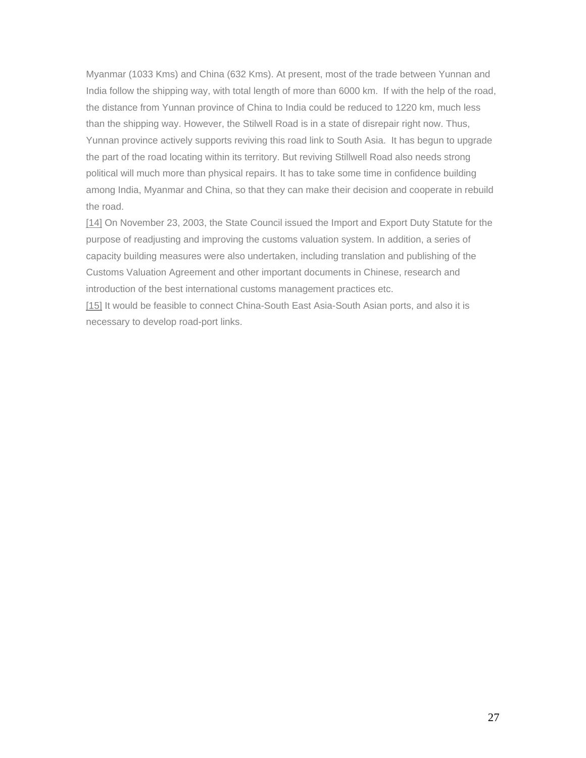Myanmar (1033 Kms) and China (632 Kms). At present, most of the trade between Yunnan and India follow the shipping way, with total length of more than 6000 km.  If with the help of the road, the distance from Yunnan province of China to India could be reduced to 1220 km, much less than the shipping way. However, the Stilwell Road is in a state of disrepair right now. Thus, Yunnan province actively supports reviving this road link to South Asia.  It has begun to upgrade the part of the road locating within its territory. But reviving Stillwell Road also needs strong political will much more than physical repairs. It has to take some time in confidence building among India, Myanmar and China, so that they can make their decision and cooperate in rebuild the road.

[14] On November 23, 2003, the State Council issued the Import and Export Duty Statute for the purpose of readjusting and improving the customs valuation system. In addition, a series of capacity building measures were also undertaken, including translation and publishing of the Customs Valuation Agreement and other important documents in Chinese, research and introduction of the best international customs management practices etc.

[15] It would be feasible to connect China-South East Asia-South Asian ports, and also it is necessary to develop road-port links.